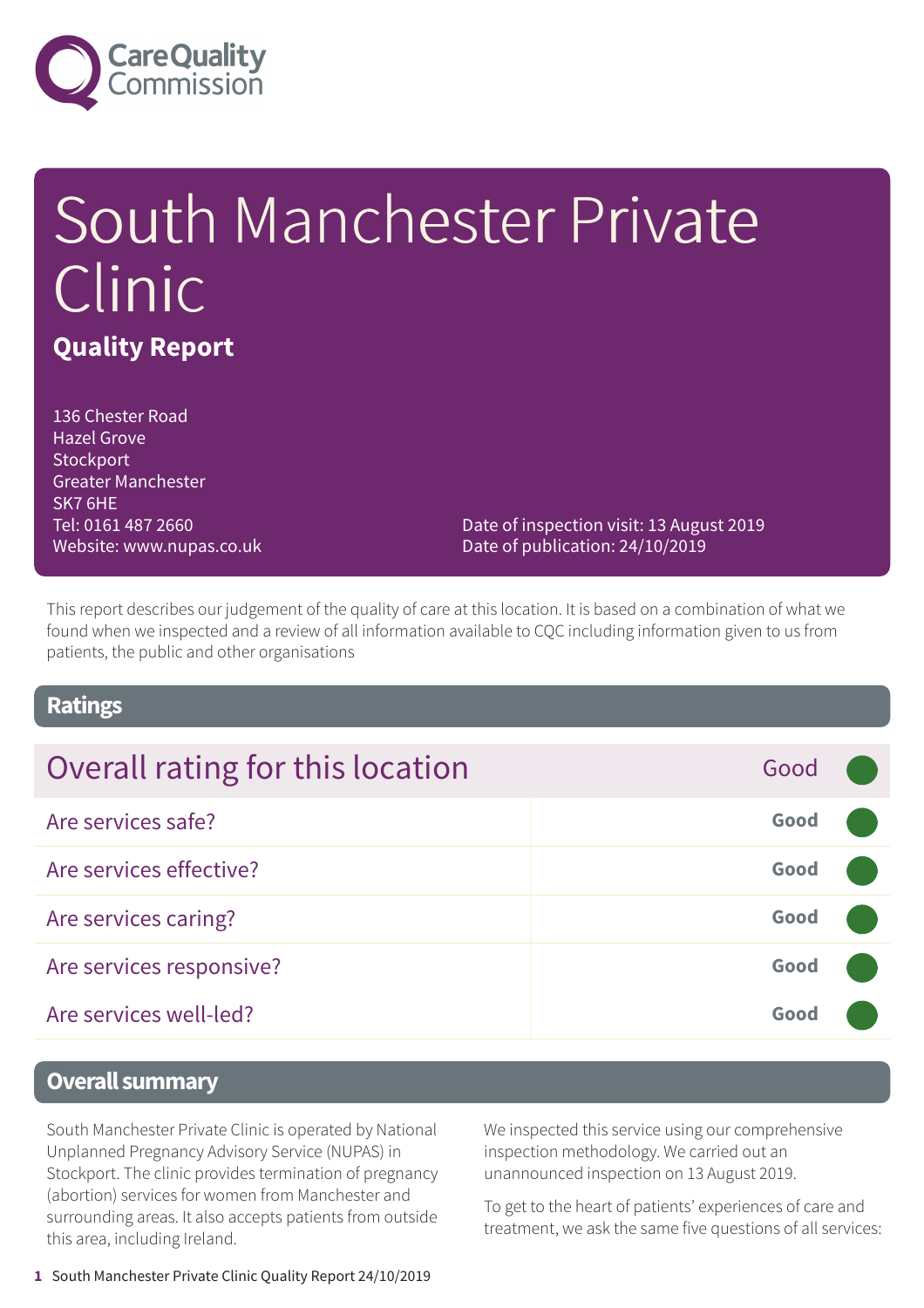Care Quality Commission

# South Manchester Private Clinic

## Quality Report

136 Chester Road
Hazel Grove
Stockport
Greater Manchester
SK7 6HE
Tel: 0161 487 2660
Website: www.nupas.co.uk

Date of inspection visit: 13 August 2019
Date of publication: 24/10/2019

This report describes our judgement of the quality of care at this location. It is based on a combination of what we found when we inspected and a review of all information available to CQC including information given to us from patients, the public and other organisations

## Ratings

| Overall rating for this location | Good |
| --- | --- |
| Are services safe? | Good |
| Are services effective? | Good |
| Are services caring? | Good |
| Are services responsive? | Good |
| Are services well-led? | Good |

## Overall summary

South Manchester Private Clinic is operated by National Unplanned Pregnancy Advisory Service (NUPAS) in Stockport. The clinic provides termination of pregnancy (abortion) services for women from Manchester and surrounding areas. It also accepts patients from outside this area, including Ireland.

We inspected this service using our comprehensive inspection methodology. We carried out an unannounced inspection on 13 August 2019.

To get to the heart of patients' experiences of care and treatment, we ask the same five questions of all services: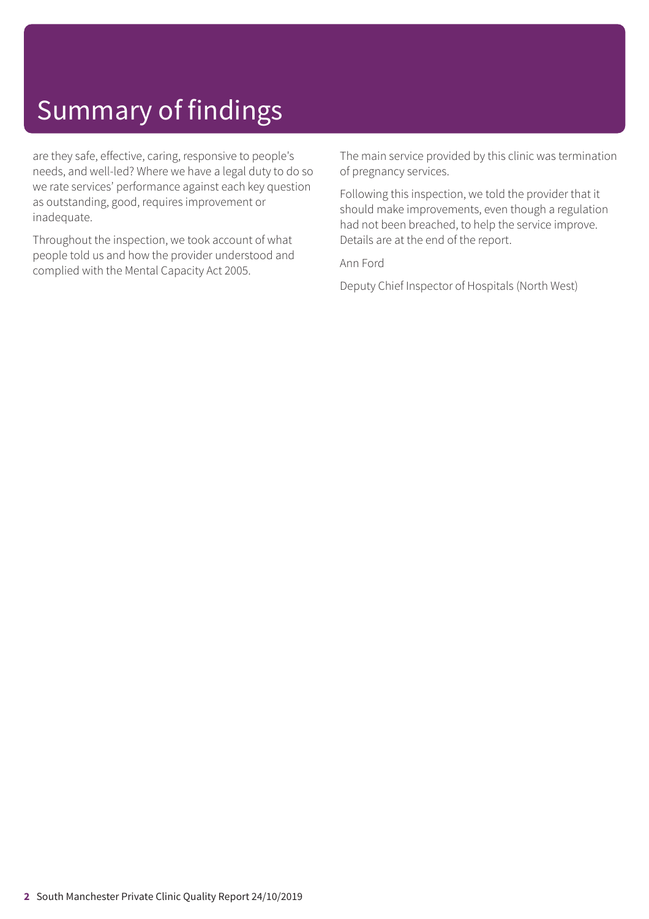# Summary of findings

are they safe, effective, caring, responsive to people's needs, and well-led? Where we have a legal duty to do so we rate services' performance against each key question as outstanding, good, requires improvement or inadequate.

Throughout the inspection, we took account of what people told us and how the provider understood and complied with the Mental Capacity Act 2005.

The main service provided by this clinic was termination of pregnancy services.

Following this inspection, we told the provider that it should make improvements, even though a regulation had not been breached, to help the service improve. Details are at the end of the report.

Ann Ford

Deputy Chief Inspector of Hospitals (North West)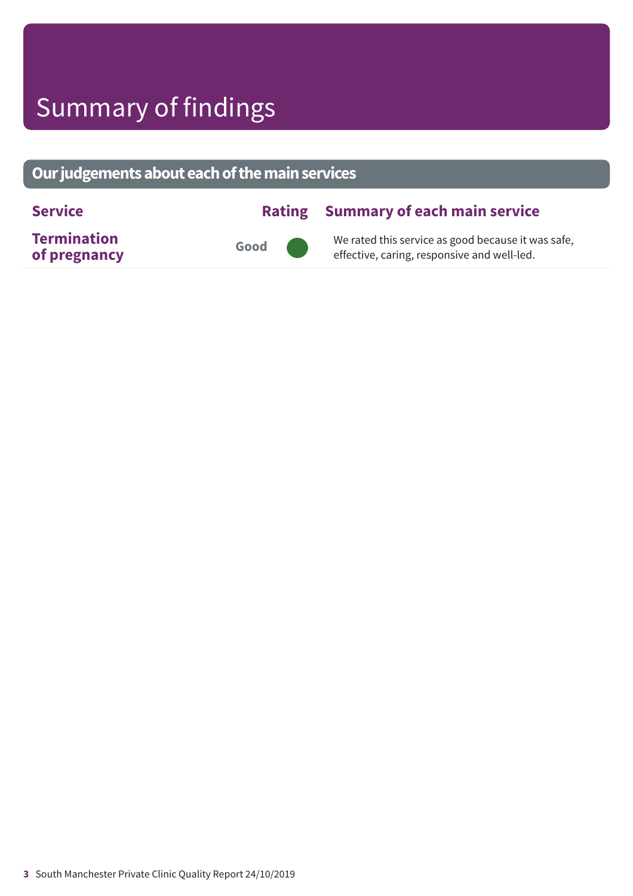# Summary of findings

## Our judgements about each of the main services

| Service | Rating | Summary of each main service |
|---|---|---|
| **Termination of pregnancy** | Good | We rated this service as good because it was safe, effective, caring, responsive and well-led. |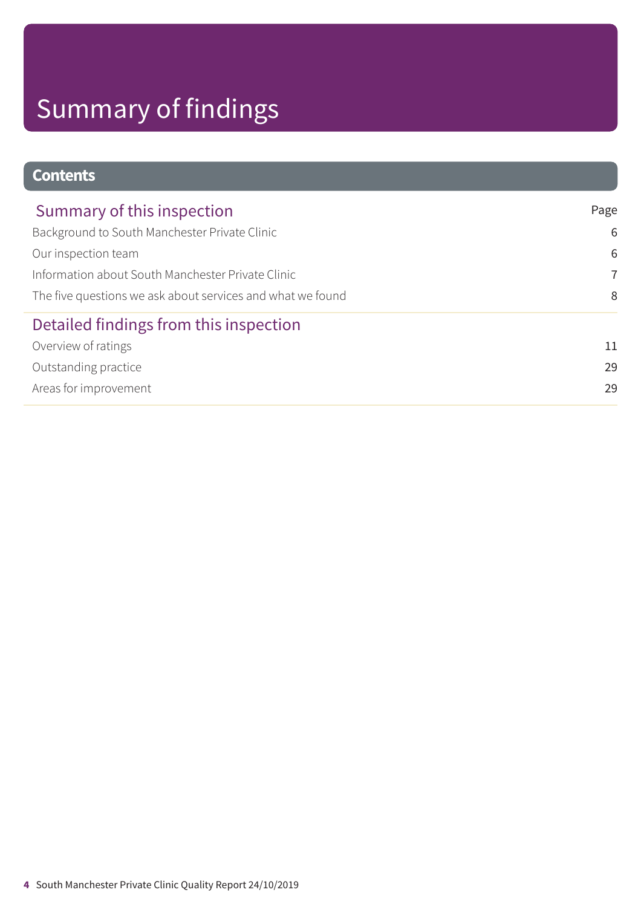# Summary of findings

## Contents

| Summary of this inspection | Page |
|---|---|
| Background to South Manchester Private Clinic | 6 |
| Our inspection team | 6 |
| Information about South Manchester Private Clinic | 7 |
| The five questions we ask about services and what we found | 8 |
| **Detailed findings from this inspection** | |
| Overview of ratings | 11 |
| Outstanding practice | 29 |
| Areas for improvement | 29 |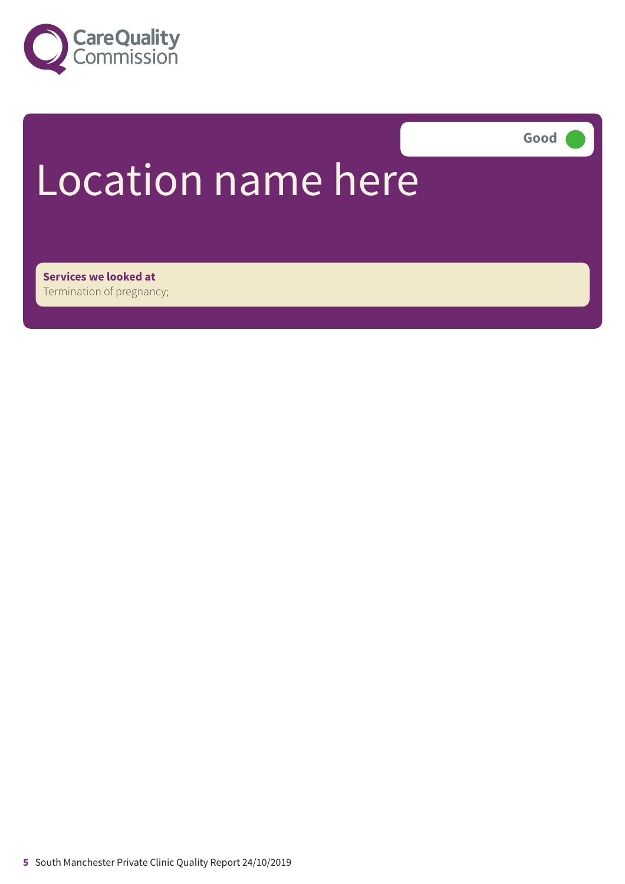# Location name here

Good

**Services we looked at**
Termination of pregnancy;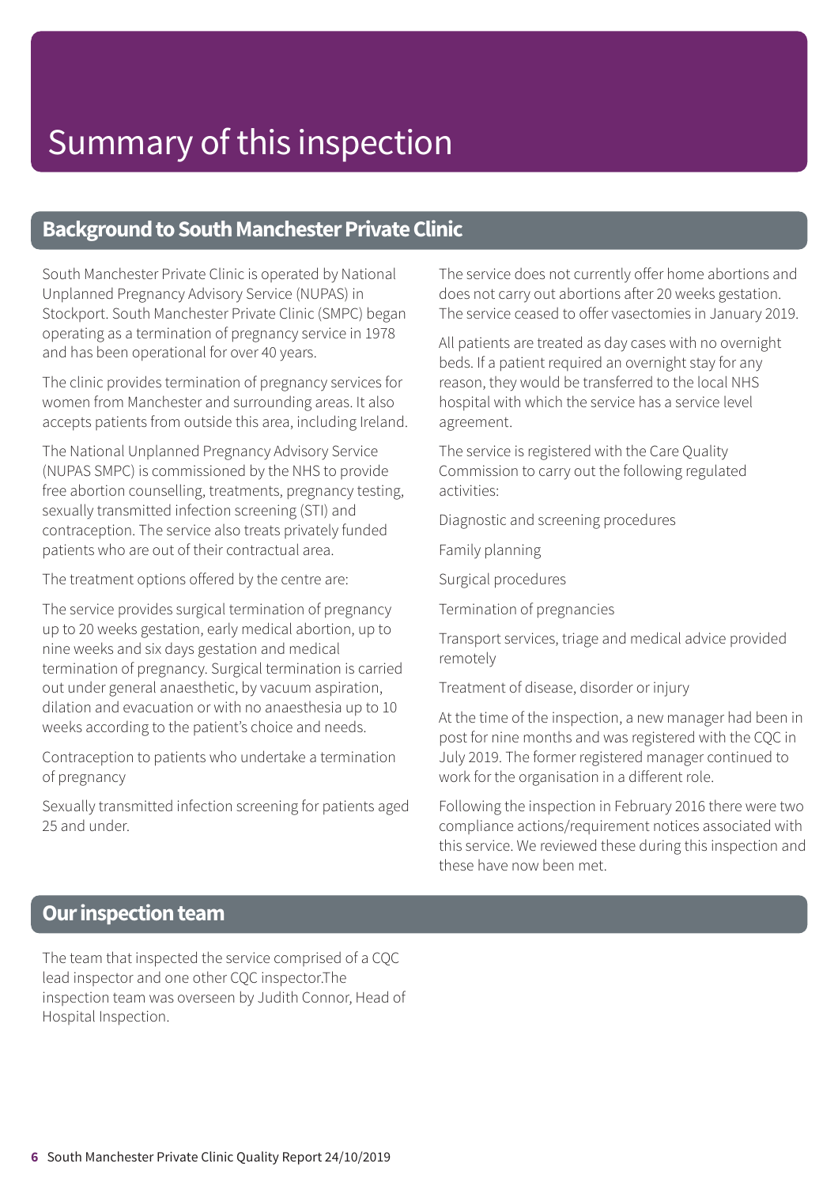# Summary of this inspection

## Background to South Manchester Private Clinic

South Manchester Private Clinic is operated by National Unplanned Pregnancy Advisory Service (NUPAS) in Stockport. South Manchester Private Clinic (SMPC) began operating as a termination of pregnancy service in 1978 and has been operational for over 40 years.

The clinic provides termination of pregnancy services for women from Manchester and surrounding areas. It also accepts patients from outside this area, including Ireland.

The National Unplanned Pregnancy Advisory Service (NUPAS SMPC) is commissioned by the NHS to provide free abortion counselling, treatments, pregnancy testing, sexually transmitted infection screening (STI) and contraception. The service also treats privately funded patients who are out of their contractual area.

The treatment options offered by the centre are:

The service provides surgical termination of pregnancy up to 20 weeks gestation, early medical abortion, up to nine weeks and six days gestation and medical termination of pregnancy. Surgical termination is carried out under general anaesthetic, by vacuum aspiration, dilation and evacuation or with no anaesthesia up to 10 weeks according to the patient's choice and needs.

Contraception to patients who undertake a termination of pregnancy

Sexually transmitted infection screening for patients aged 25 and under.

The service does not currently offer home abortions and does not carry out abortions after 20 weeks gestation. The service ceased to offer vasectomies in January 2019.

All patients are treated as day cases with no overnight beds. If a patient required an overnight stay for any reason, they would be transferred to the local NHS hospital with which the service has a service level agreement.

The service is registered with the Care Quality Commission to carry out the following regulated activities:

Diagnostic and screening procedures

Family planning

Surgical procedures

Termination of pregnancies

Transport services, triage and medical advice provided remotely

Treatment of disease, disorder or injury

At the time of the inspection, a new manager had been in post for nine months and was registered with the CQC in July 2019. The former registered manager continued to work for the organisation in a different role.

Following the inspection in February 2016 there were two compliance actions/requirement notices associated with this service. We reviewed these during this inspection and these have now been met.

## Our inspection team

The team that inspected the service comprised of a CQC lead inspector and one other CQC inspector.The inspection team was overseen by Judith Connor, Head of Hospital Inspection.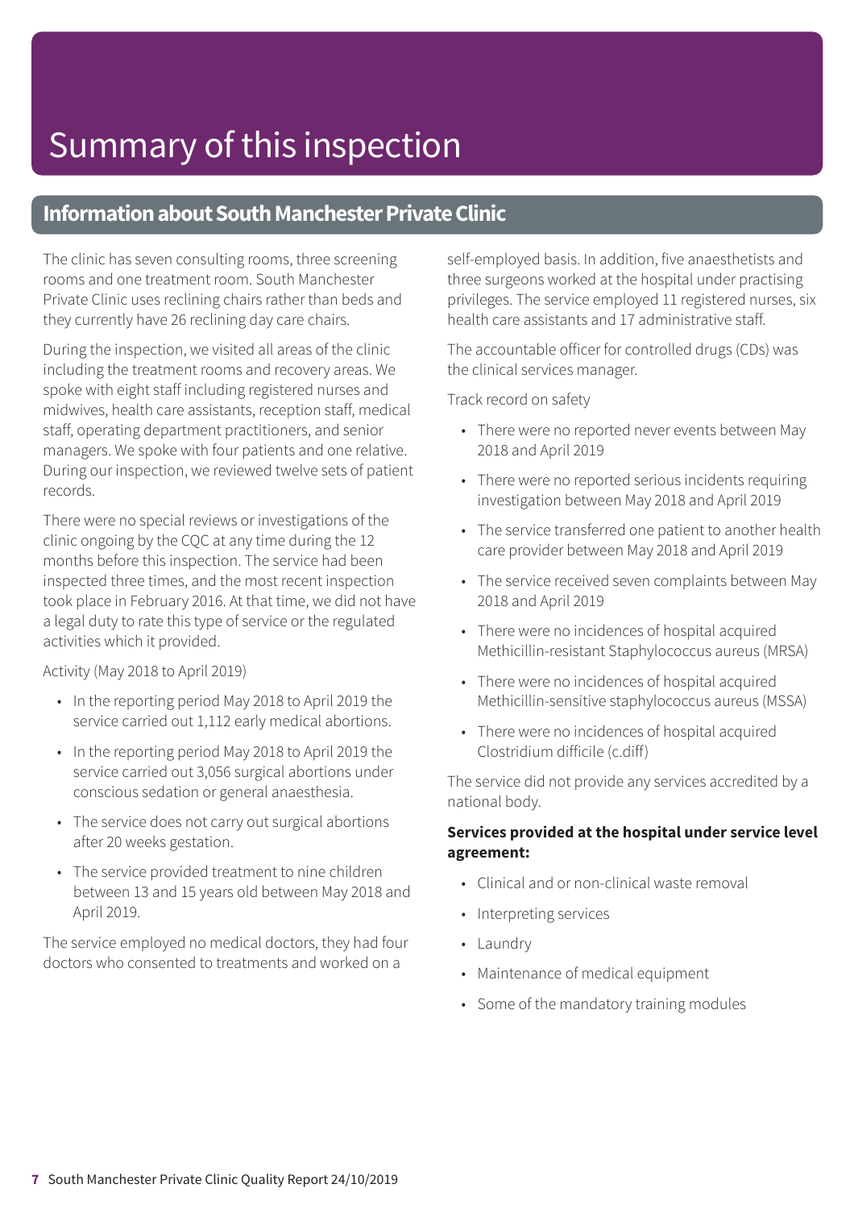# Summary of this inspection

## Information about South Manchester Private Clinic

The clinic has seven consulting rooms, three screening rooms and one treatment room. South Manchester Private Clinic uses reclining chairs rather than beds and they currently have 26 reclining day care chairs.

During the inspection, we visited all areas of the clinic including the treatment rooms and recovery areas. We spoke with eight staff including registered nurses and midwives, health care assistants, reception staff, medical staff, operating department practitioners, and senior managers. We spoke with four patients and one relative. During our inspection, we reviewed twelve sets of patient records.

There were no special reviews or investigations of the clinic ongoing by the CQC at any time during the 12 months before this inspection. The service had been inspected three times, and the most recent inspection took place in February 2016. At that time, we did not have a legal duty to rate this type of service or the regulated activities which it provided.

Activity (May 2018 to April 2019)

- In the reporting period May 2018 to April 2019 the service carried out 1,112 early medical abortions.
- In the reporting period May 2018 to April 2019 the service carried out 3,056 surgical abortions under conscious sedation or general anaesthesia.
- The service does not carry out surgical abortions after 20 weeks gestation.
- The service provided treatment to nine children between 13 and 15 years old between May 2018 and April 2019.

The service employed no medical doctors, they had four doctors who consented to treatments and worked on a self-employed basis. In addition, five anaesthetists and three surgeons worked at the hospital under practising privileges. The service employed 11 registered nurses, six health care assistants and 17 administrative staff.

The accountable officer for controlled drugs (CDs) was the clinical services manager.

Track record on safety

- There were no reported never events between May 2018 and April 2019
- There were no reported serious incidents requiring investigation between May 2018 and April 2019
- The service transferred one patient to another health care provider between May 2018 and April 2019
- The service received seven complaints between May 2018 and April 2019
- There were no incidences of hospital acquired Methicillin-resistant Staphylococcus aureus (MRSA)
- There were no incidences of hospital acquired Methicillin-sensitive staphylococcus aureus (MSSA)
- There were no incidences of hospital acquired Clostridium difficile (c.diff)

The service did not provide any services accredited by a national body.

**Services provided at the hospital under service level agreement:**

- Clinical and or non-clinical waste removal
- Interpreting services
- Laundry
- Maintenance of medical equipment
- Some of the mandatory training modules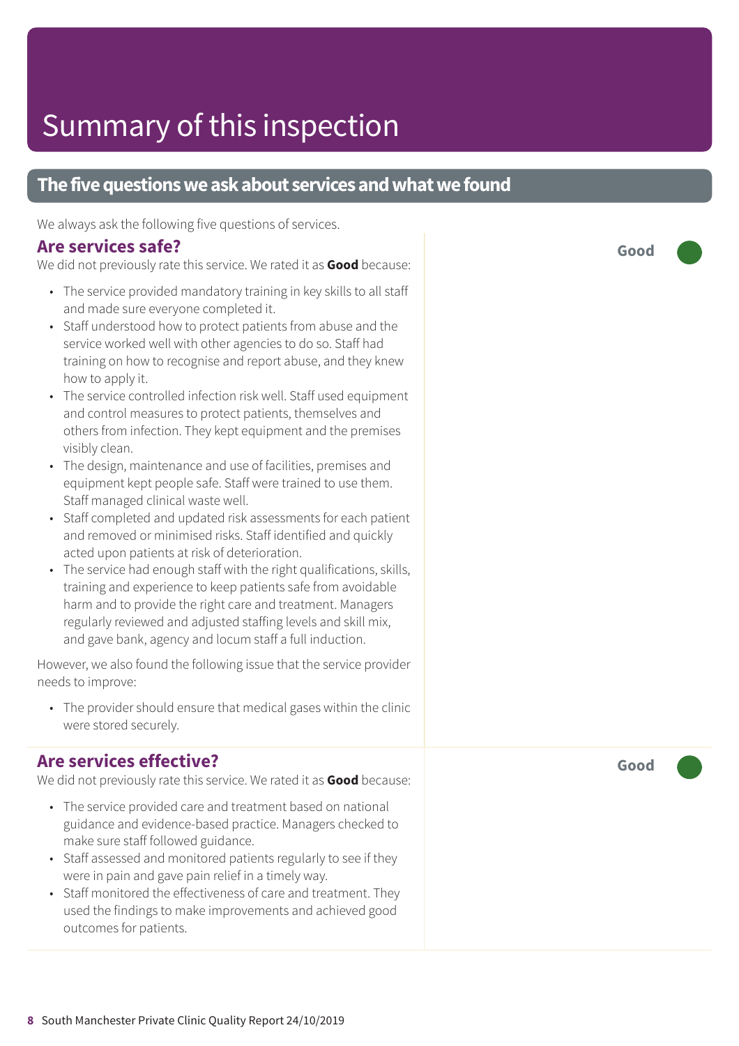# Summary of this inspection

## The five questions we ask about services and what we found

We always ask the following five questions of services.

### Are services safe?

**Good**

We did not previously rate this service. We rated it as **Good** because:

- The service provided mandatory training in key skills to all staff and made sure everyone completed it.
- Staff understood how to protect patients from abuse and the service worked well with other agencies to do so. Staff had training on how to recognise and report abuse, and they knew how to apply it.
- The service controlled infection risk well. Staff used equipment and control measures to protect patients, themselves and others from infection. They kept equipment and the premises visibly clean.
- The design, maintenance and use of facilities, premises and equipment kept people safe. Staff were trained to use them. Staff managed clinical waste well.
- Staff completed and updated risk assessments for each patient and removed or minimised risks. Staff identified and quickly acted upon patients at risk of deterioration.
- The service had enough staff with the right qualifications, skills, training and experience to keep patients safe from avoidable harm and to provide the right care and treatment. Managers regularly reviewed and adjusted staffing levels and skill mix, and gave bank, agency and locum staff a full induction.

However, we also found the following issue that the service provider needs to improve:

- The provider should ensure that medical gases within the clinic were stored securely.

### Are services effective?

**Good**

We did not previously rate this service. We rated it as **Good** because:

- The service provided care and treatment based on national guidance and evidence-based practice. Managers checked to make sure staff followed guidance.
- Staff assessed and monitored patients regularly to see if they were in pain and gave pain relief in a timely way.
- Staff monitored the effectiveness of care and treatment. They used the findings to make improvements and achieved good outcomes for patients.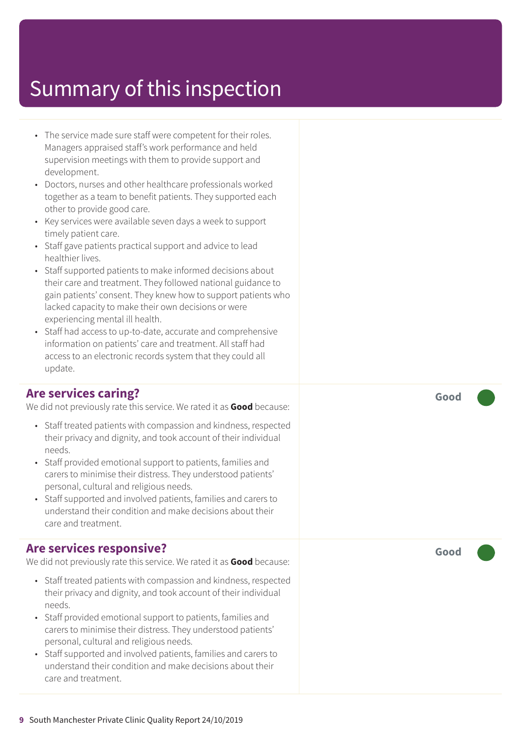# Summary of this inspection

- The service made sure staff were competent for their roles. Managers appraised staff's work performance and held supervision meetings with them to provide support and development.
- Doctors, nurses and other healthcare professionals worked together as a team to benefit patients. They supported each other to provide good care.
- Key services were available seven days a week to support timely patient care.
- Staff gave patients practical support and advice to lead healthier lives.
- Staff supported patients to make informed decisions about their care and treatment. They followed national guidance to gain patients' consent. They knew how to support patients who lacked capacity to make their own decisions or were experiencing mental ill health.
- Staff had access to up-to-date, accurate and comprehensive information on patients' care and treatment. All staff had access to an electronic records system that they could all update.

## Are services caring?

**Good**

We did not previously rate this service. We rated it as **Good** because:

- Staff treated patients with compassion and kindness, respected their privacy and dignity, and took account of their individual needs.
- Staff provided emotional support to patients, families and carers to minimise their distress. They understood patients' personal, cultural and religious needs.
- Staff supported and involved patients, families and carers to understand their condition and make decisions about their care and treatment.

## Are services responsive?

**Good**

We did not previously rate this service. We rated it as **Good** because:

- Staff treated patients with compassion and kindness, respected their privacy and dignity, and took account of their individual needs.
- Staff provided emotional support to patients, families and carers to minimise their distress. They understood patients' personal, cultural and religious needs.
- Staff supported and involved patients, families and carers to understand their condition and make decisions about their care and treatment.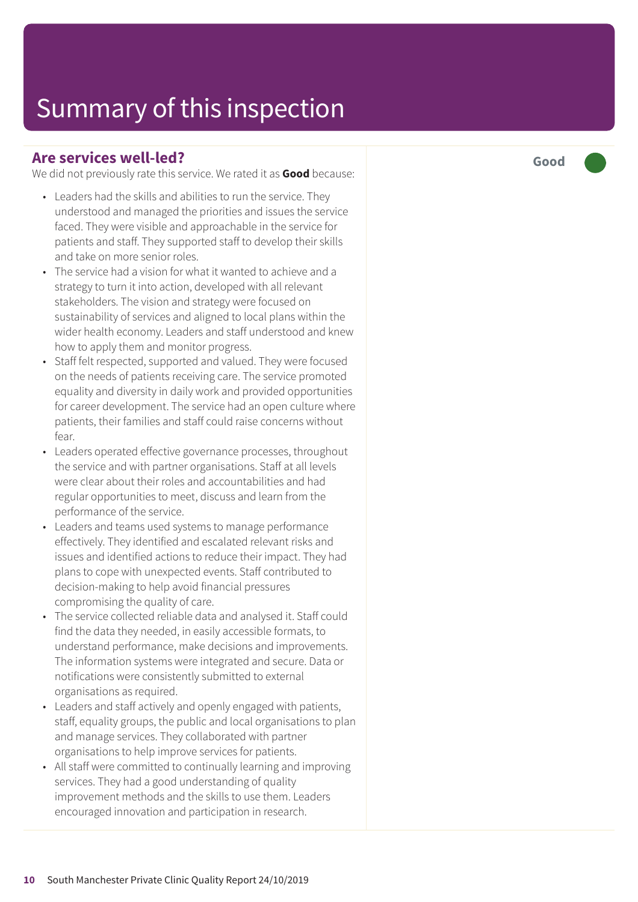# Summary of this inspection

## Are services well-led?

**Good**

We did not previously rate this service. We rated it as **Good** because:

- Leaders had the skills and abilities to run the service. They understood and managed the priorities and issues the service faced. They were visible and approachable in the service for patients and staff. They supported staff to develop their skills and take on more senior roles.
- The service had a vision for what it wanted to achieve and a strategy to turn it into action, developed with all relevant stakeholders. The vision and strategy were focused on sustainability of services and aligned to local plans within the wider health economy. Leaders and staff understood and knew how to apply them and monitor progress.
- Staff felt respected, supported and valued. They were focused on the needs of patients receiving care. The service promoted equality and diversity in daily work and provided opportunities for career development. The service had an open culture where patients, their families and staff could raise concerns without fear.
- Leaders operated effective governance processes, throughout the service and with partner organisations. Staff at all levels were clear about their roles and accountabilities and had regular opportunities to meet, discuss and learn from the performance of the service.
- Leaders and teams used systems to manage performance effectively. They identified and escalated relevant risks and issues and identified actions to reduce their impact. They had plans to cope with unexpected events. Staff contributed to decision-making to help avoid financial pressures compromising the quality of care.
- The service collected reliable data and analysed it. Staff could find the data they needed, in easily accessible formats, to understand performance, make decisions and improvements. The information systems were integrated and secure. Data or notifications were consistently submitted to external organisations as required.
- Leaders and staff actively and openly engaged with patients, staff, equality groups, the public and local organisations to plan and manage services. They collaborated with partner organisations to help improve services for patients.
- All staff were committed to continually learning and improving services. They had a good understanding of quality improvement methods and the skills to use them. Leaders encouraged innovation and participation in research.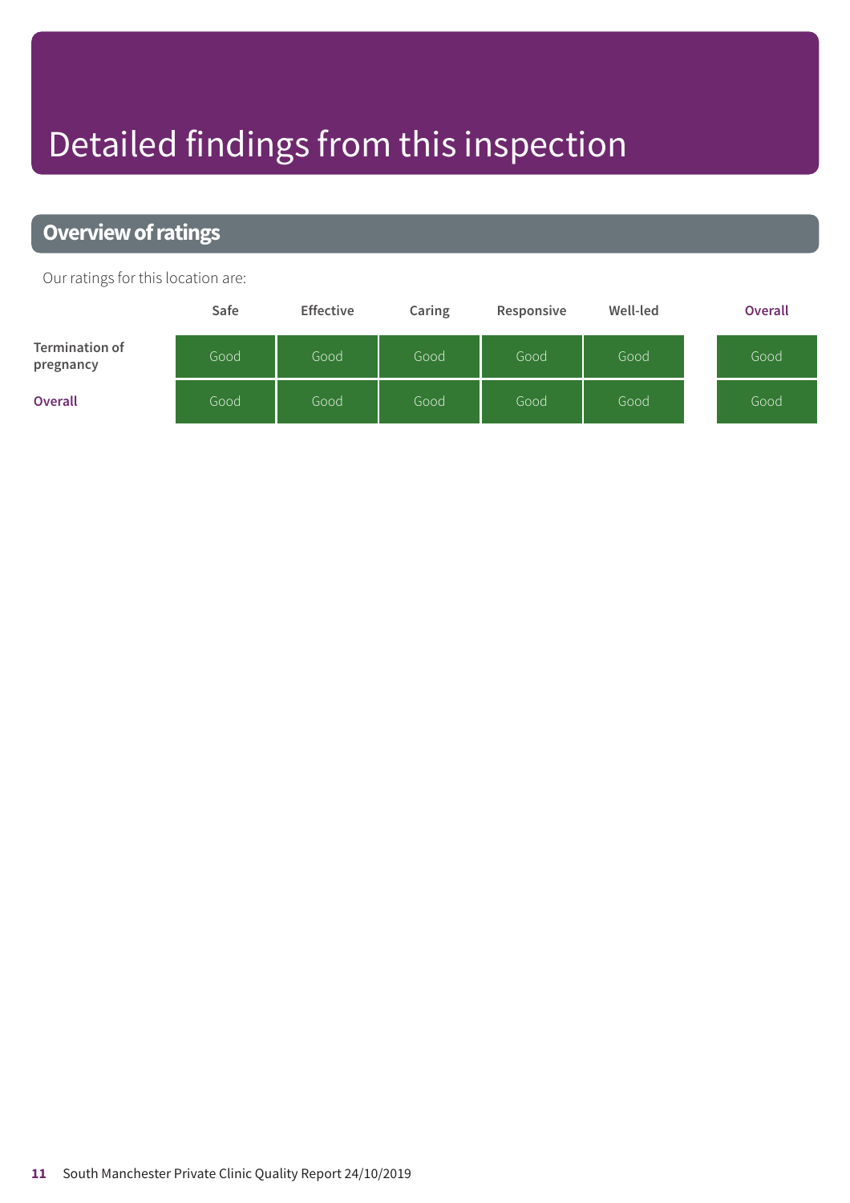# Detailed findings from this inspection

## Overview of ratings

Our ratings for this location are:

| | Safe | Effective | Caring | Responsive | Well-led | Overall |
|---|---|---|---|---|---|---|
| Termination of pregnancy | Good | Good | Good | Good | Good | Good |
| **Overall** | Good | Good | Good | Good | Good | Good |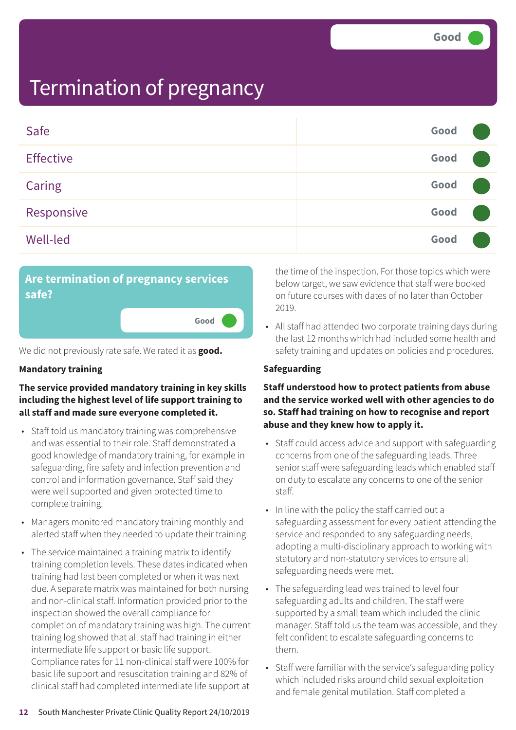# Termination of pregnancy

Good

| | |
|---|---|
| Safe | Good |
| Effective | Good |
| Caring | Good |
| Responsive | Good |
| Well-led | Good |

## Are termination of pregnancy services safe?

Good

We did not previously rate safe. We rated it as **good.**

### Mandatory training

**The service provided mandatory training in key skills including the highest level of life support training to all staff and made sure everyone completed it.**

- Staff told us mandatory training was comprehensive and was essential to their role. Staff demonstrated a good knowledge of mandatory training, for example in safeguarding, fire safety and infection prevention and control and information governance. Staff said they were well supported and given protected time to complete training.
- Managers monitored mandatory training monthly and alerted staff when they needed to update their training.
- The service maintained a training matrix to identify training completion levels. These dates indicated when training had last been completed or when it was next due. A separate matrix was maintained for both nursing and non-clinical staff. Information provided prior to the inspection showed the overall compliance for completion of mandatory training was high. The current training log showed that all staff had training in either intermediate life support or basic life support. Compliance rates for 11 non-clinical staff were 100% for basic life support and resuscitation training and 82% of clinical staff had completed intermediate life support at the time of the inspection. For those topics which were below target, we saw evidence that staff were booked on future courses with dates of no later than October 2019.
- All staff had attended two corporate training days during the last 12 months which had included some health and safety training and updates on policies and procedures.

### Safeguarding

**Staff understood how to protect patients from abuse and the service worked well with other agencies to do so. Staff had training on how to recognise and report abuse and they knew how to apply it.**

- Staff could access advice and support with safeguarding concerns from one of the safeguarding leads. Three senior staff were safeguarding leads which enabled staff on duty to escalate any concerns to one of the senior staff.
- In line with the policy the staff carried out a safeguarding assessment for every patient attending the service and responded to any safeguarding needs, adopting a multi-disciplinary approach to working with statutory and non-statutory services to ensure all safeguarding needs were met.
- The safeguarding lead was trained to level four safeguarding adults and children. The staff were supported by a small team which included the clinic manager. Staff told us the team was accessible, and they felt confident to escalate safeguarding concerns to them.
- Staff were familiar with the service's safeguarding policy which included risks around child sexual exploitation and female genital mutilation. Staff completed a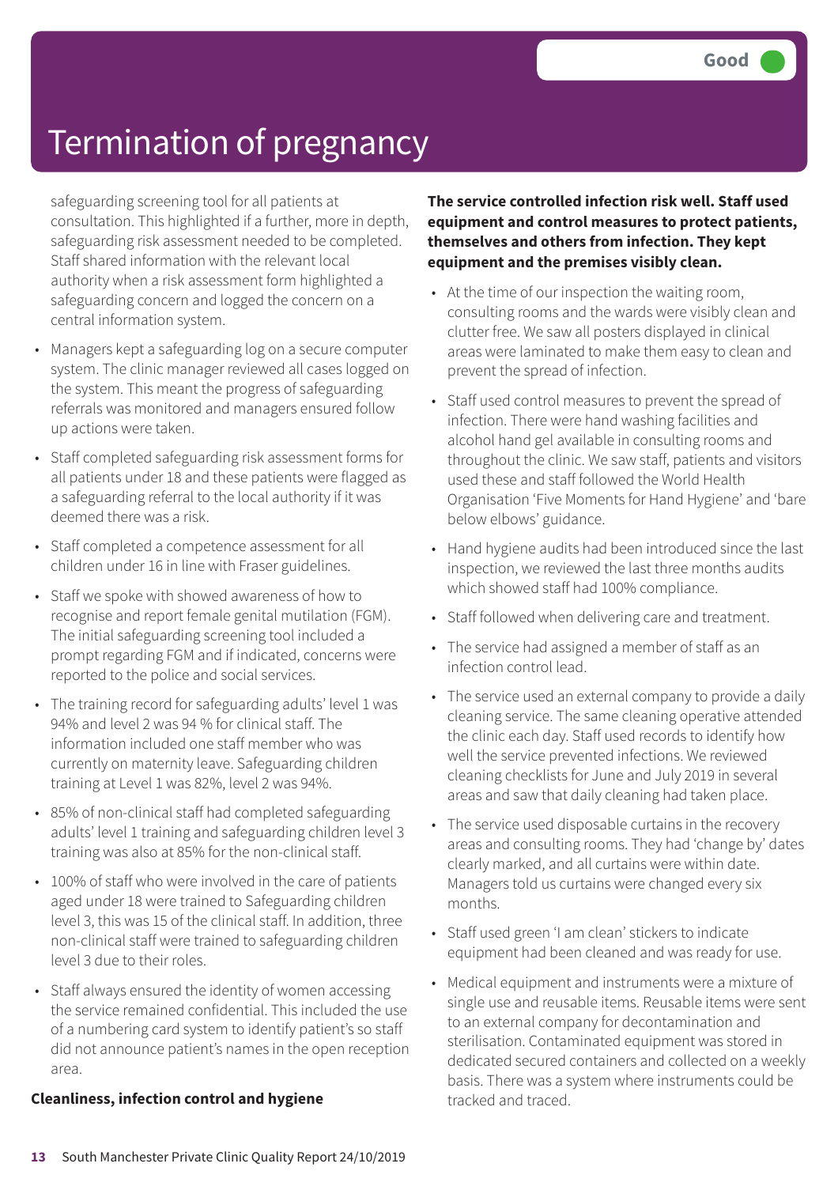# Termination of pregnancy

Good

safeguarding screening tool for all patients at consultation. This highlighted if a further, more in depth, safeguarding risk assessment needed to be completed. Staff shared information with the relevant local authority when a risk assessment form highlighted a safeguarding concern and logged the concern on a central information system.

- Managers kept a safeguarding log on a secure computer system. The clinic manager reviewed all cases logged on the system. This meant the progress of safeguarding referrals was monitored and managers ensured follow up actions were taken.
- Staff completed safeguarding risk assessment forms for all patients under 18 and these patients were flagged as a safeguarding referral to the local authority if it was deemed there was a risk.
- Staff completed a competence assessment for all children under 16 in line with Fraser guidelines.
- Staff we spoke with showed awareness of how to recognise and report female genital mutilation (FGM). The initial safeguarding screening tool included a prompt regarding FGM and if indicated, concerns were reported to the police and social services.
- The training record for safeguarding adults' level 1 was 94% and level 2 was 94 % for clinical staff. The information included one staff member who was currently on maternity leave. Safeguarding children training at Level 1 was 82%, level 2 was 94%.
- 85% of non-clinical staff had completed safeguarding adults' level 1 training and safeguarding children level 3 training was also at 85% for the non-clinical staff.
- 100% of staff who were involved in the care of patients aged under 18 were trained to Safeguarding children level 3, this was 15 of the clinical staff. In addition, three non-clinical staff were trained to safeguarding children level 3 due to their roles.
- Staff always ensured the identity of women accessing the service remained confidential. This included the use of a numbering card system to identify patient's so staff did not announce patient's names in the open reception area.

**Cleanliness, infection control and hygiene**

**The service controlled infection risk well. Staff used equipment and control measures to protect patients, themselves and others from infection. They kept equipment and the premises visibly clean.**

- At the time of our inspection the waiting room, consulting rooms and the wards were visibly clean and clutter free. We saw all posters displayed in clinical areas were laminated to make them easy to clean and prevent the spread of infection.
- Staff used control measures to prevent the spread of infection. There were hand washing facilities and alcohol hand gel available in consulting rooms and throughout the clinic. We saw staff, patients and visitors used these and staff followed the World Health Organisation 'Five Moments for Hand Hygiene' and 'bare below elbows' guidance.
- Hand hygiene audits had been introduced since the last inspection, we reviewed the last three months audits which showed staff had 100% compliance.
- Staff followed when delivering care and treatment.
- The service had assigned a member of staff as an infection control lead.
- The service used an external company to provide a daily cleaning service. The same cleaning operative attended the clinic each day. Staff used records to identify how well the service prevented infections. We reviewed cleaning checklists for June and July 2019 in several areas and saw that daily cleaning had taken place.
- The service used disposable curtains in the recovery areas and consulting rooms. They had 'change by' dates clearly marked, and all curtains were within date. Managers told us curtains were changed every six months.
- Staff used green 'I am clean' stickers to indicate equipment had been cleaned and was ready for use.
- Medical equipment and instruments were a mixture of single use and reusable items. Reusable items were sent to an external company for decontamination and sterilisation. Contaminated equipment was stored in dedicated secured containers and collected on a weekly basis. There was a system where instruments could be tracked and traced.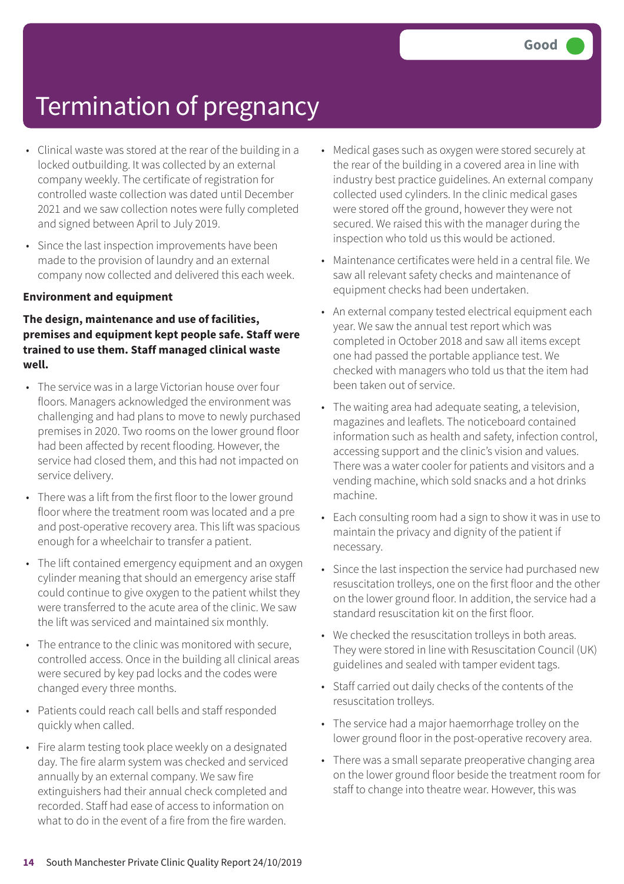# Termination of pregnancy

Good

- Clinical waste was stored at the rear of the building in a locked outbuilding. It was collected by an external company weekly. The certificate of registration for controlled waste collection was dated until December 2021 and we saw collection notes were fully completed and signed between April to July 2019.
- Since the last inspection improvements have been made to the provision of laundry and an external company now collected and delivered this each week.

**Environment and equipment**

**The design, maintenance and use of facilities, premises and equipment kept people safe. Staff were trained to use them. Staff managed clinical waste well.**

- The service was in a large Victorian house over four floors. Managers acknowledged the environment was challenging and had plans to move to newly purchased premises in 2020. Two rooms on the lower ground floor had been affected by recent flooding. However, the service had closed them, and this had not impacted on service delivery.
- There was a lift from the first floor to the lower ground floor where the treatment room was located and a pre and post-operative recovery area. This lift was spacious enough for a wheelchair to transfer a patient.
- The lift contained emergency equipment and an oxygen cylinder meaning that should an emergency arise staff could continue to give oxygen to the patient whilst they were transferred to the acute area of the clinic. We saw the lift was serviced and maintained six monthly.
- The entrance to the clinic was monitored with secure, controlled access. Once in the building all clinical areas were secured by key pad locks and the codes were changed every three months.
- Patients could reach call bells and staff responded quickly when called.
- Fire alarm testing took place weekly on a designated day. The fire alarm system was checked and serviced annually by an external company. We saw fire extinguishers had their annual check completed and recorded. Staff had ease of access to information on what to do in the event of a fire from the fire warden.
- Medical gases such as oxygen were stored securely at the rear of the building in a covered area in line with industry best practice guidelines. An external company collected used cylinders. In the clinic medical gases were stored off the ground, however they were not secured. We raised this with the manager during the inspection who told us this would be actioned.
- Maintenance certificates were held in a central file. We saw all relevant safety checks and maintenance of equipment checks had been undertaken.
- An external company tested electrical equipment each year. We saw the annual test report which was completed in October 2018 and saw all items except one had passed the portable appliance test. We checked with managers who told us that the item had been taken out of service.
- The waiting area had adequate seating, a television, magazines and leaflets. The noticeboard contained information such as health and safety, infection control, accessing support and the clinic's vision and values. There was a water cooler for patients and visitors and a vending machine, which sold snacks and a hot drinks machine.
- Each consulting room had a sign to show it was in use to maintain the privacy and dignity of the patient if necessary.
- Since the last inspection the service had purchased new resuscitation trolleys, one on the first floor and the other on the lower ground floor. In addition, the service had a standard resuscitation kit on the first floor.
- We checked the resuscitation trolleys in both areas. They were stored in line with Resuscitation Council (UK) guidelines and sealed with tamper evident tags.
- Staff carried out daily checks of the contents of the resuscitation trolleys.
- The service had a major haemorrhage trolley on the lower ground floor in the post-operative recovery area.
- There was a small separate preoperative changing area on the lower ground floor beside the treatment room for staff to change into theatre wear. However, this was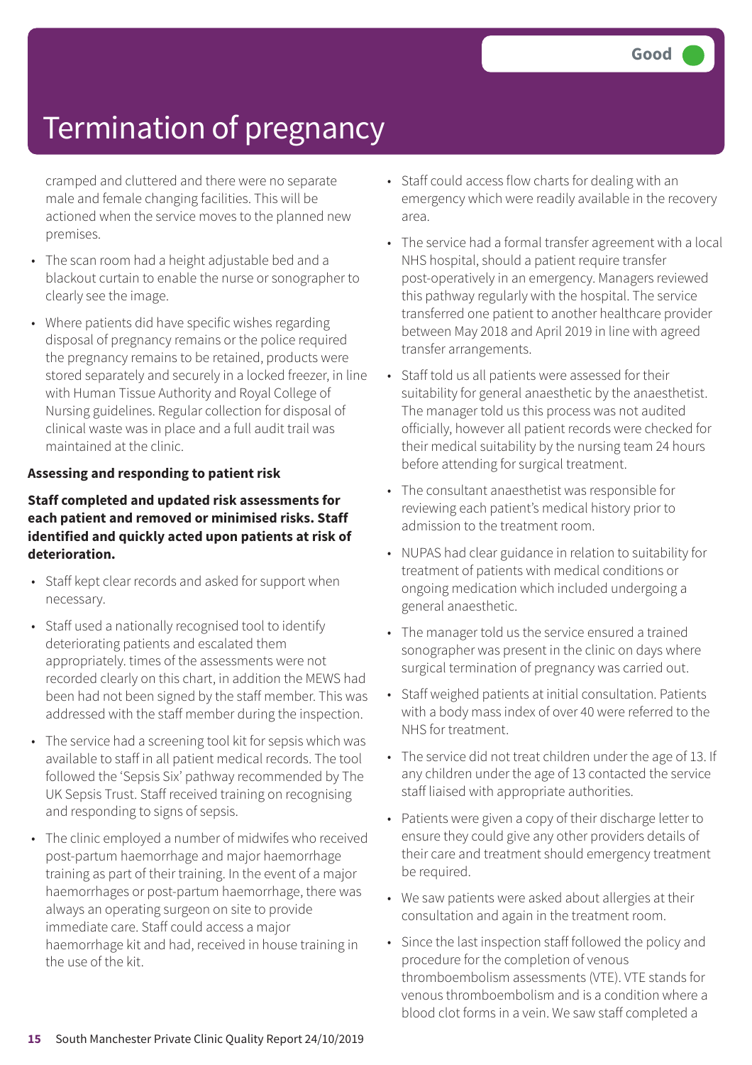# Termination of pregnancy

Good

cramped and cluttered and there were no separate male and female changing facilities. This will be actioned when the service moves to the planned new premises.

- The scan room had a height adjustable bed and a blackout curtain to enable the nurse or sonographer to clearly see the image.
- Where patients did have specific wishes regarding disposal of pregnancy remains or the police required the pregnancy remains to be retained, products were stored separately and securely in a locked freezer, in line with Human Tissue Authority and Royal College of Nursing guidelines. Regular collection for disposal of clinical waste was in place and a full audit trail was maintained at the clinic.

**Assessing and responding to patient risk**

**Staff completed and updated risk assessments for each patient and removed or minimised risks. Staff identified and quickly acted upon patients at risk of deterioration.**

- Staff kept clear records and asked for support when necessary.
- Staff used a nationally recognised tool to identify deteriorating patients and escalated them appropriately. times of the assessments were not recorded clearly on this chart, in addition the MEWS had been had not been signed by the staff member. This was addressed with the staff member during the inspection.
- The service had a screening tool kit for sepsis which was available to staff in all patient medical records. The tool followed the 'Sepsis Six' pathway recommended by The UK Sepsis Trust. Staff received training on recognising and responding to signs of sepsis.
- The clinic employed a number of midwifes who received post-partum haemorrhage and major haemorrhage training as part of their training. In the event of a major haemorrhages or post-partum haemorrhage, there was always an operating surgeon on site to provide immediate care. Staff could access a major haemorrhage kit and had, received in house training in the use of the kit.
- Staff could access flow charts for dealing with an emergency which were readily available in the recovery area.
- The service had a formal transfer agreement with a local NHS hospital, should a patient require transfer post-operatively in an emergency. Managers reviewed this pathway regularly with the hospital. The service transferred one patient to another healthcare provider between May 2018 and April 2019 in line with agreed transfer arrangements.
- Staff told us all patients were assessed for their suitability for general anaesthetic by the anaesthetist. The manager told us this process was not audited officially, however all patient records were checked for their medical suitability by the nursing team 24 hours before attending for surgical treatment.
- The consultant anaesthetist was responsible for reviewing each patient's medical history prior to admission to the treatment room.
- NUPAS had clear guidance in relation to suitability for treatment of patients with medical conditions or ongoing medication which included undergoing a general anaesthetic.
- The manager told us the service ensured a trained sonographer was present in the clinic on days where surgical termination of pregnancy was carried out.
- Staff weighed patients at initial consultation. Patients with a body mass index of over 40 were referred to the NHS for treatment.
- The service did not treat children under the age of 13. If any children under the age of 13 contacted the service staff liaised with appropriate authorities.
- Patients were given a copy of their discharge letter to ensure they could give any other providers details of their care and treatment should emergency treatment be required.
- We saw patients were asked about allergies at their consultation and again in the treatment room.
- Since the last inspection staff followed the policy and procedure for the completion of venous thromboembolism assessments (VTE). VTE stands for venous thromboembolism and is a condition where a blood clot forms in a vein. We saw staff completed a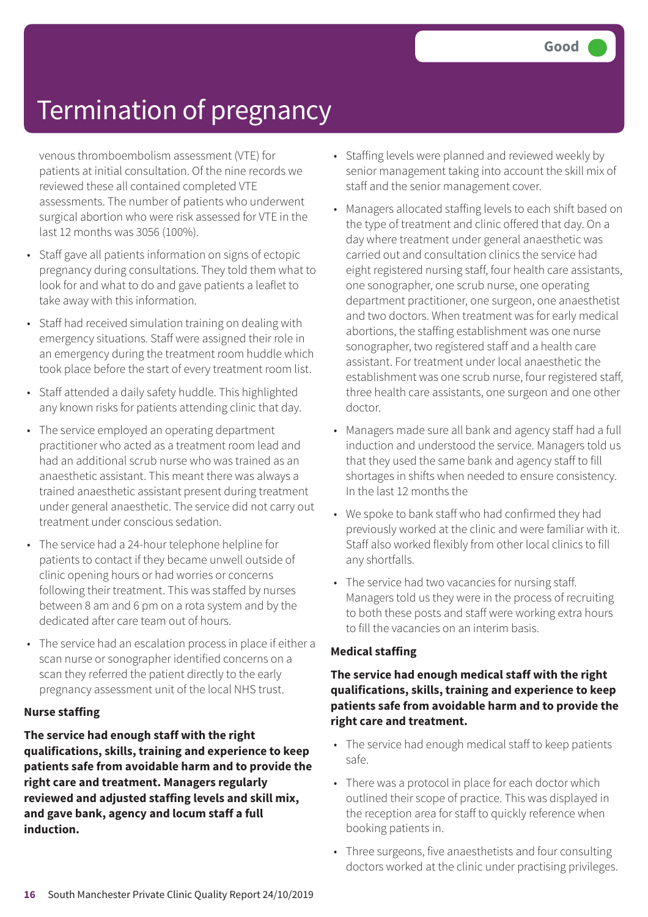# Termination of pregnancy

Good

venous thromboembolism assessment (VTE) for patients at initial consultation. Of the nine records we reviewed these all contained completed VTE assessments. The number of patients who underwent surgical abortion who were risk assessed for VTE in the last 12 months was 3056 (100%).

- Staff gave all patients information on signs of ectopic pregnancy during consultations. They told them what to look for and what to do and gave patients a leaflet to take away with this information.
- Staff had received simulation training on dealing with emergency situations. Staff were assigned their role in an emergency during the treatment room huddle which took place before the start of every treatment room list.
- Staff attended a daily safety huddle. This highlighted any known risks for patients attending clinic that day.
- The service employed an operating department practitioner who acted as a treatment room lead and had an additional scrub nurse who was trained as an anaesthetic assistant. This meant there was always a trained anaesthetic assistant present during treatment under general anaesthetic. The service did not carry out treatment under conscious sedation.
- The service had a 24-hour telephone helpline for patients to contact if they became unwell outside of clinic opening hours or had worries or concerns following their treatment. This was staffed by nurses between 8 am and 6 pm on a rota system and by the dedicated after care team out of hours.
- The service had an escalation process in place if either a scan nurse or sonographer identified concerns on a scan they referred the patient directly to the early pregnancy assessment unit of the local NHS trust.

### Nurse staffing

**The service had enough staff with the right qualifications, skills, training and experience to keep patients safe from avoidable harm and to provide the right care and treatment. Managers regularly reviewed and adjusted staffing levels and skill mix, and gave bank, agency and locum staff a full induction.**

- Staffing levels were planned and reviewed weekly by senior management taking into account the skill mix of staff and the senior management cover.
- Managers allocated staffing levels to each shift based on the type of treatment and clinic offered that day. On a day where treatment under general anaesthetic was carried out and consultation clinics the service had eight registered nursing staff, four health care assistants, one sonographer, one scrub nurse, one operating department practitioner, one surgeon, one anaesthetist and two doctors. When treatment was for early medical abortions, the staffing establishment was one nurse sonographer, two registered staff and a health care assistant. For treatment under local anaesthetic the establishment was one scrub nurse, four registered staff, three health care assistants, one surgeon and one other doctor.
- Managers made sure all bank and agency staff had a full induction and understood the service. Managers told us that they used the same bank and agency staff to fill shortages in shifts when needed to ensure consistency. In the last 12 months the
- We spoke to bank staff who had confirmed they had previously worked at the clinic and were familiar with it. Staff also worked flexibly from other local clinics to fill any shortfalls.
- The service had two vacancies for nursing staff. Managers told us they were in the process of recruiting to both these posts and staff were working extra hours to fill the vacancies on an interim basis.

### Medical staffing

**The service had enough medical staff with the right qualifications, skills, training and experience to keep patients safe from avoidable harm and to provide the right care and treatment.**

- The service had enough medical staff to keep patients safe.
- There was a protocol in place for each doctor which outlined their scope of practice. This was displayed in the reception area for staff to quickly reference when booking patients in.
- Three surgeons, five anaesthetists and four consulting doctors worked at the clinic under practising privileges.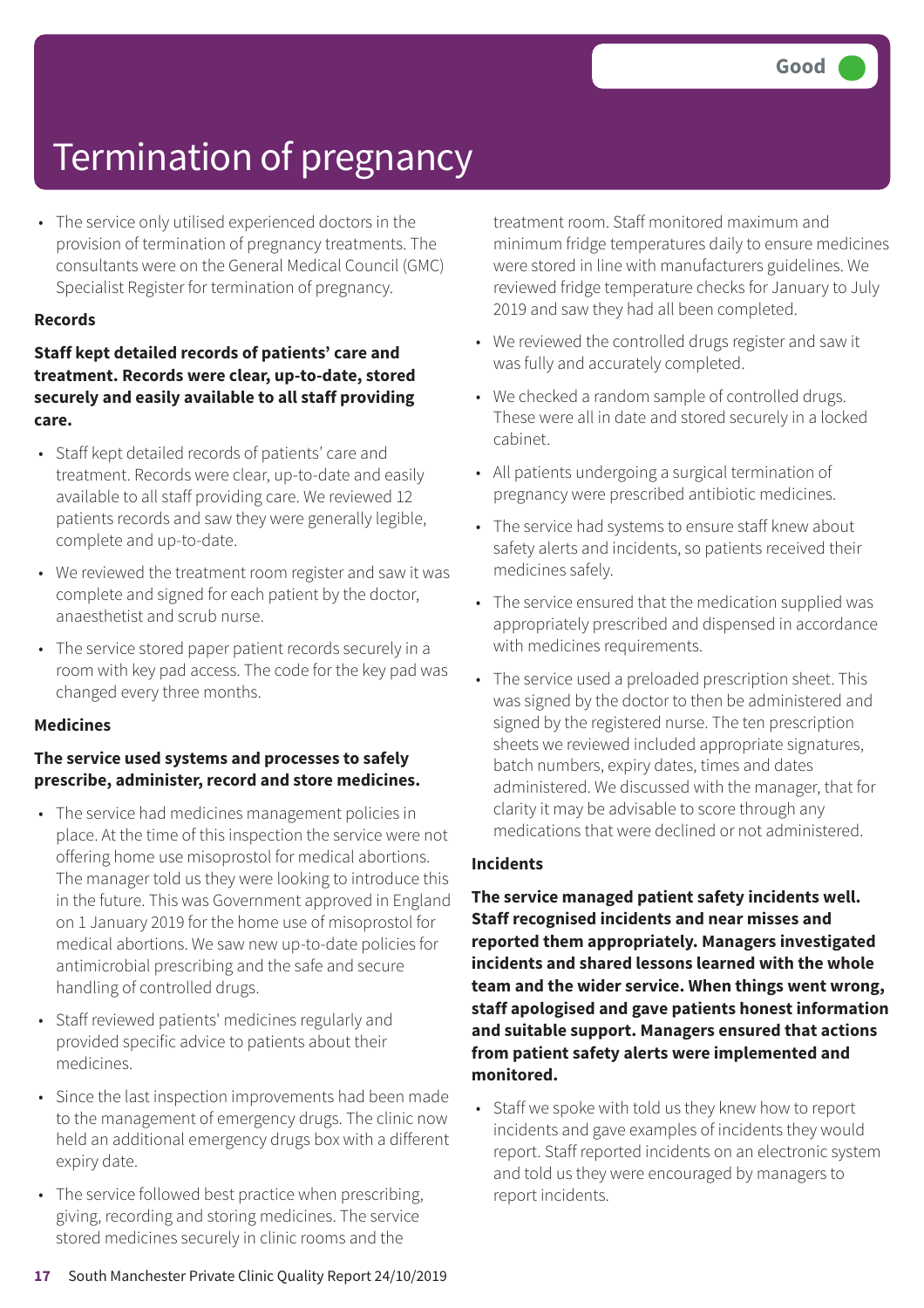Good

# Termination of pregnancy

- The service only utilised experienced doctors in the provision of termination of pregnancy treatments. The consultants were on the General Medical Council (GMC) Specialist Register for termination of pregnancy.

**Records**

**Staff kept detailed records of patients' care and treatment. Records were clear, up-to-date, stored securely and easily available to all staff providing care.**

- Staff kept detailed records of patients' care and treatment. Records were clear, up-to-date and easily available to all staff providing care. We reviewed 12 patients records and saw they were generally legible, complete and up-to-date.
- We reviewed the treatment room register and saw it was complete and signed for each patient by the doctor, anaesthetist and scrub nurse.
- The service stored paper patient records securely in a room with key pad access. The code for the key pad was changed every three months.

**Medicines**

**The service used systems and processes to safely prescribe, administer, record and store medicines.**

- The service had medicines management policies in place. At the time of this inspection the service were not offering home use misoprostol for medical abortions. The manager told us they were looking to introduce this in the future. This was Government approved in England on 1 January 2019 for the home use of misoprostol for medical abortions. We saw new up-to-date policies for antimicrobial prescribing and the safe and secure handling of controlled drugs.
- Staff reviewed patients' medicines regularly and provided specific advice to patients about their medicines.
- Since the last inspection improvements had been made to the management of emergency drugs. The clinic now held an additional emergency drugs box with a different expiry date.
- The service followed best practice when prescribing, giving, recording and storing medicines. The service stored medicines securely in clinic rooms and the treatment room. Staff monitored maximum and minimum fridge temperatures daily to ensure medicines were stored in line with manufacturers guidelines. We reviewed fridge temperature checks for January to July 2019 and saw they had all been completed.
- We reviewed the controlled drugs register and saw it was fully and accurately completed.
- We checked a random sample of controlled drugs. These were all in date and stored securely in a locked cabinet.
- All patients undergoing a surgical termination of pregnancy were prescribed antibiotic medicines.
- The service had systems to ensure staff knew about safety alerts and incidents, so patients received their medicines safely.
- The service ensured that the medication supplied was appropriately prescribed and dispensed in accordance with medicines requirements.
- The service used a preloaded prescription sheet. This was signed by the doctor to then be administered and signed by the registered nurse. The ten prescription sheets we reviewed included appropriate signatures, batch numbers, expiry dates, times and dates administered. We discussed with the manager, that for clarity it may be advisable to score through any medications that were declined or not administered.

**Incidents**

**The service managed patient safety incidents well. Staff recognised incidents and near misses and reported them appropriately. Managers investigated incidents and shared lessons learned with the whole team and the wider service. When things went wrong, staff apologised and gave patients honest information and suitable support. Managers ensured that actions from patient safety alerts were implemented and monitored.**

- Staff we spoke with told us they knew how to report incidents and gave examples of incidents they would report. Staff reported incidents on an electronic system and told us they were encouraged by managers to report incidents.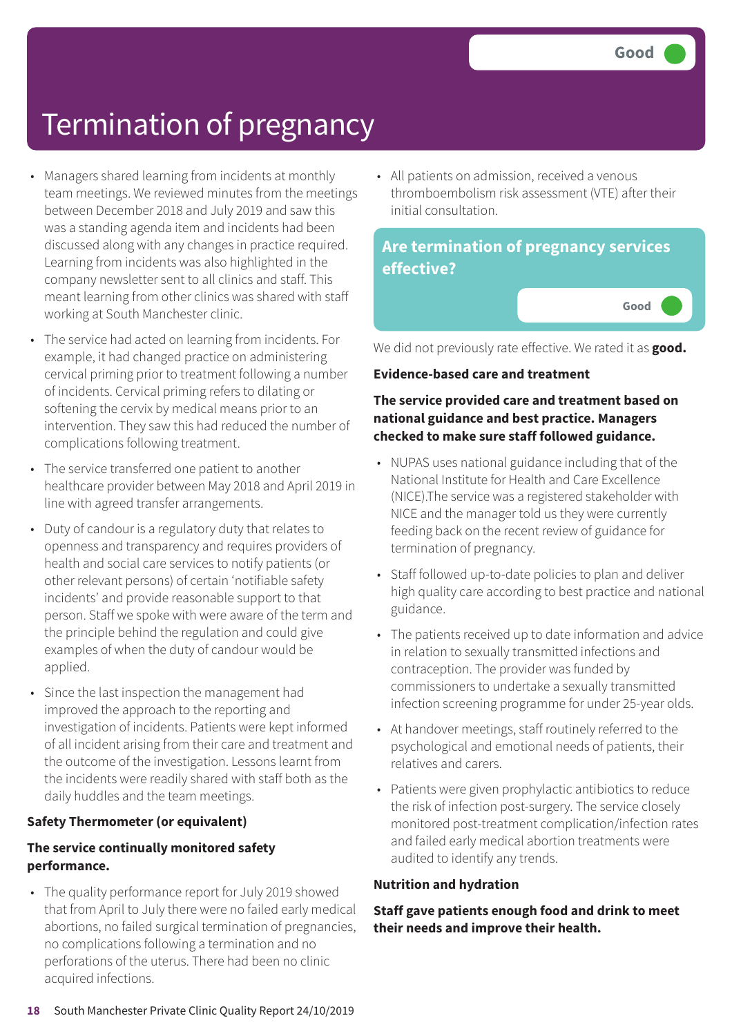# Termination of pregnancy

Good

- Managers shared learning from incidents at monthly team meetings. We reviewed minutes from the meetings between December 2018 and July 2019 and saw this was a standing agenda item and incidents had been discussed along with any changes in practice required. Learning from incidents was also highlighted in the company newsletter sent to all clinics and staff. This meant learning from other clinics was shared with staff working at South Manchester clinic.
- The service had acted on learning from incidents. For example, it had changed practice on administering cervical priming prior to treatment following a number of incidents. Cervical priming refers to dilating or softening the cervix by medical means prior to an intervention. They saw this had reduced the number of complications following treatment.
- The service transferred one patient to another healthcare provider between May 2018 and April 2019 in line with agreed transfer arrangements.
- Duty of candour is a regulatory duty that relates to openness and transparency and requires providers of health and social care services to notify patients (or other relevant persons) of certain 'notifiable safety incidents' and provide reasonable support to that person. Staff we spoke with were aware of the term and the principle behind the regulation and could give examples of when the duty of candour would be applied.
- Since the last inspection the management had improved the approach to the reporting and investigation of incidents. Patients were kept informed of all incident arising from their care and treatment and the outcome of the investigation. Lessons learnt from the incidents were readily shared with staff both as the daily huddles and the team meetings.

**Safety Thermometer (or equivalent)**

**The service continually monitored safety performance.**

- The quality performance report for July 2019 showed that from April to July there were no failed early medical abortions, no failed surgical termination of pregnancies, no complications following a termination and no perforations of the uterus. There had been no clinic acquired infections.
- All patients on admission, received a venous thromboembolism risk assessment (VTE) after their initial consultation.

## Are termination of pregnancy services effective?

Good

We did not previously rate effective. We rated it as **good.**

**Evidence-based care and treatment**

**The service provided care and treatment based on national guidance and best practice. Managers checked to make sure staff followed guidance.**

- NUPAS uses national guidance including that of the National Institute for Health and Care Excellence (NICE).The service was a registered stakeholder with NICE and the manager told us they were currently feeding back on the recent review of guidance for termination of pregnancy.
- Staff followed up-to-date policies to plan and deliver high quality care according to best practice and national guidance.
- The patients received up to date information and advice in relation to sexually transmitted infections and contraception. The provider was funded by commissioners to undertake a sexually transmitted infection screening programme for under 25-year olds.
- At handover meetings, staff routinely referred to the psychological and emotional needs of patients, their relatives and carers.
- Patients were given prophylactic antibiotics to reduce the risk of infection post-surgery. The service closely monitored post-treatment complication/infection rates and failed early medical abortion treatments were audited to identify any trends.

**Nutrition and hydration**

**Staff gave patients enough food and drink to meet their needs and improve their health.**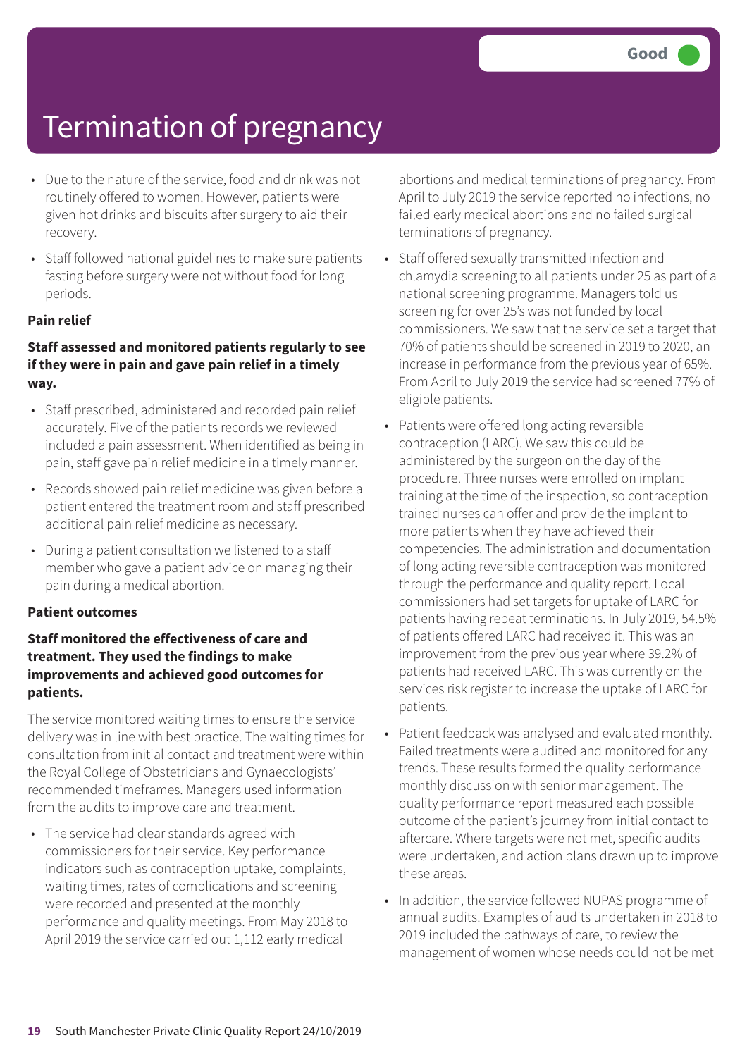# Termination of pregnancy

Good

- Due to the nature of the service, food and drink was not routinely offered to women. However, patients were given hot drinks and biscuits after surgery to aid their recovery.
- Staff followed national guidelines to make sure patients fasting before surgery were not without food for long periods.

**Pain relief**

**Staff assessed and monitored patients regularly to see if they were in pain and gave pain relief in a timely way.**

- Staff prescribed, administered and recorded pain relief accurately. Five of the patients records we reviewed included a pain assessment. When identified as being in pain, staff gave pain relief medicine in a timely manner.
- Records showed pain relief medicine was given before a patient entered the treatment room and staff prescribed additional pain relief medicine as necessary.
- During a patient consultation we listened to a staff member who gave a patient advice on managing their pain during a medical abortion.

**Patient outcomes**

**Staff monitored the effectiveness of care and treatment. They used the findings to make improvements and achieved good outcomes for patients.**

The service monitored waiting times to ensure the service delivery was in line with best practice. The waiting times for consultation from initial contact and treatment were within the Royal College of Obstetricians and Gynaecologists' recommended timeframes. Managers used information from the audits to improve care and treatment.

- The service had clear standards agreed with commissioners for their service. Key performance indicators such as contraception uptake, complaints, waiting times, rates of complications and screening were recorded and presented at the monthly performance and quality meetings. From May 2018 to April 2019 the service carried out 1,112 early medical abortions and medical terminations of pregnancy. From April to July 2019 the service reported no infections, no failed early medical abortions and no failed surgical terminations of pregnancy.
- Staff offered sexually transmitted infection and chlamydia screening to all patients under 25 as part of a national screening programme. Managers told us screening for over 25's was not funded by local commissioners. We saw that the service set a target that 70% of patients should be screened in 2019 to 2020, an increase in performance from the previous year of 65%. From April to July 2019 the service had screened 77% of eligible patients.
- Patients were offered long acting reversible contraception (LARC). We saw this could be administered by the surgeon on the day of the procedure. Three nurses were enrolled on implant training at the time of the inspection, so contraception trained nurses can offer and provide the implant to more patients when they have achieved their competencies. The administration and documentation of long acting reversible contraception was monitored through the performance and quality report. Local commissioners had set targets for uptake of LARC for patients having repeat terminations. In July 2019, 54.5% of patients offered LARC had received it. This was an improvement from the previous year where 39.2% of patients had received LARC. This was currently on the services risk register to increase the uptake of LARC for patients.
- Patient feedback was analysed and evaluated monthly. Failed treatments were audited and monitored for any trends. These results formed the quality performance monthly discussion with senior management. The quality performance report measured each possible outcome of the patient's journey from initial contact to aftercare. Where targets were not met, specific audits were undertaken, and action plans drawn up to improve these areas.
- In addition, the service followed NUPAS programme of annual audits. Examples of audits undertaken in 2018 to 2019 included the pathways of care, to review the management of women whose needs could not be met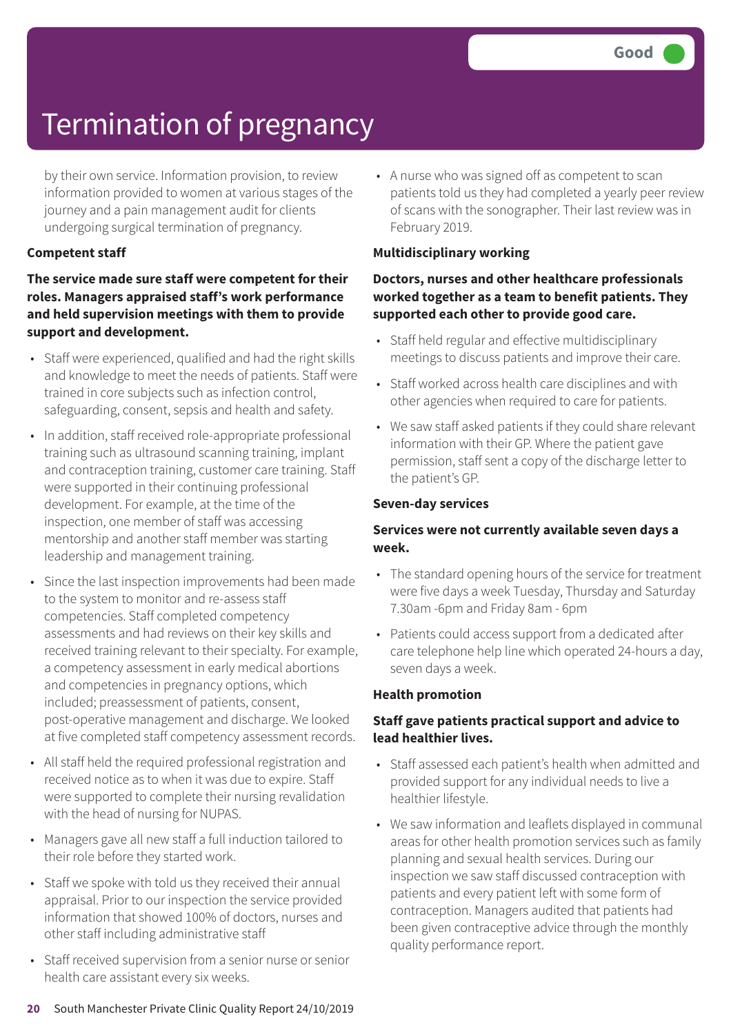# Termination of pregnancy

Good

by their own service. Information provision, to review information provided to women at various stages of the journey and a pain management audit for clients undergoing surgical termination of pregnancy.

**Competent staff**

**The service made sure staff were competent for their roles. Managers appraised staff's work performance and held supervision meetings with them to provide support and development.**

- Staff were experienced, qualified and had the right skills and knowledge to meet the needs of patients. Staff were trained in core subjects such as infection control, safeguarding, consent, sepsis and health and safety.
- In addition, staff received role-appropriate professional training such as ultrasound scanning training, implant and contraception training, customer care training. Staff were supported in their continuing professional development. For example, at the time of the inspection, one member of staff was accessing mentorship and another staff member was starting leadership and management training.
- Since the last inspection improvements had been made to the system to monitor and re-assess staff competencies. Staff completed competency assessments and had reviews on their key skills and received training relevant to their specialty. For example, a competency assessment in early medical abortions and competencies in pregnancy options, which included; preassessment of patients, consent, post-operative management and discharge. We looked at five completed staff competency assessment records.
- All staff held the required professional registration and received notice as to when it was due to expire. Staff were supported to complete their nursing revalidation with the head of nursing for NUPAS.
- Managers gave all new staff a full induction tailored to their role before they started work.
- Staff we spoke with told us they received their annual appraisal. Prior to our inspection the service provided information that showed 100% of doctors, nurses and other staff including administrative staff
- Staff received supervision from a senior nurse or senior health care assistant every six weeks.
- A nurse who was signed off as competent to scan patients told us they had completed a yearly peer review of scans with the sonographer. Their last review was in February 2019.

**Multidisciplinary working**

**Doctors, nurses and other healthcare professionals worked together as a team to benefit patients. They supported each other to provide good care.**

- Staff held regular and effective multidisciplinary meetings to discuss patients and improve their care.
- Staff worked across health care disciplines and with other agencies when required to care for patients.
- We saw staff asked patients if they could share relevant information with their GP. Where the patient gave permission, staff sent a copy of the discharge letter to the patient's GP.

**Seven-day services**

**Services were not currently available seven days a week.**

- The standard opening hours of the service for treatment were five days a week Tuesday, Thursday and Saturday 7.30am -6pm and Friday 8am - 6pm
- Patients could access support from a dedicated after care telephone help line which operated 24-hours a day, seven days a week.

**Health promotion**

**Staff gave patients practical support and advice to lead healthier lives.**

- Staff assessed each patient's health when admitted and provided support for any individual needs to live a healthier lifestyle.
- We saw information and leaflets displayed in communal areas for other health promotion services such as family planning and sexual health services. During our inspection we saw staff discussed contraception with patients and every patient left with some form of contraception. Managers audited that patients had been given contraceptive advice through the monthly quality performance report.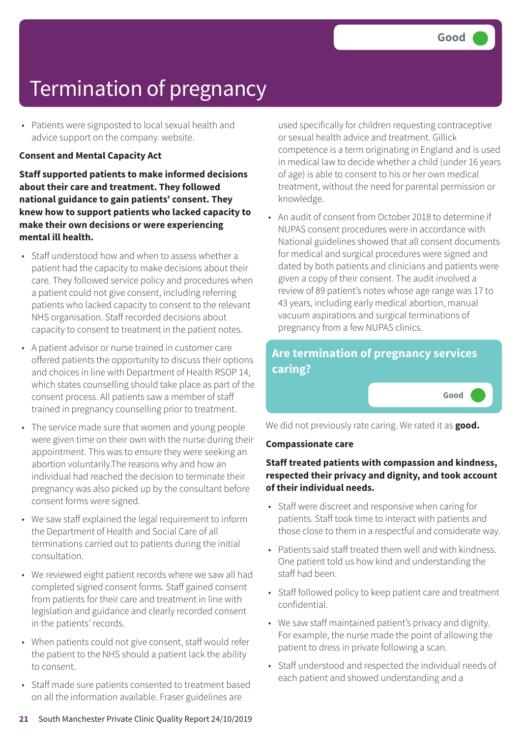Good

# Termination of pregnancy

- Patients were signposted to local sexual health and advice support on the company. website.

**Consent and Mental Capacity Act**

**Staff supported patients to make informed decisions about their care and treatment. They followed national guidance to gain patients' consent. They knew how to support patients who lacked capacity to make their own decisions or were experiencing mental ill health.**

- Staff understood how and when to assess whether a patient had the capacity to make decisions about their care. They followed service policy and procedures when a patient could not give consent, including referring patients who lacked capacity to consent to the relevant NHS organisation. Staff recorded decisions about capacity to consent to treatment in the patient notes.
- A patient advisor or nurse trained in customer care offered patients the opportunity to discuss their options and choices in line with Department of Health RSOP 14, which states counselling should take place as part of the consent process. All patients saw a member of staff trained in pregnancy counselling prior to treatment.
- The service made sure that women and young people were given time on their own with the nurse during their appointment. This was to ensure they were seeking an abortion voluntarily.The reasons why and how an individual had reached the decision to terminate their pregnancy was also picked up by the consultant before consent forms were signed.
- We saw staff explained the legal requirement to inform the Department of Health and Social Care of all terminations carried out to patients during the initial consultation.
- We reviewed eight patient records where we saw all had completed signed consent forms. Staff gained consent from patients for their care and treatment in line with legislation and guidance and clearly recorded consent in the patients' records.
- When patients could not give consent, staff would refer the patient to the NHS should a patient lack the ability to consent.
- Staff made sure patients consented to treatment based on all the information available. Fraser guidelines are used specifically for children requesting contraceptive or sexual health advice and treatment. Gillick competence is a term originating in England and is used in medical law to decide whether a child (under 16 years of age) is able to consent to his or her own medical treatment, without the need for parental permission or knowledge.
- An audit of consent from October 2018 to determine if NUPAS consent procedures were in accordance with National guidelines showed that all consent documents for medical and surgical procedures were signed and dated by both patients and clinicians and patients were given a copy of their consent. The audit involved a review of 89 patient's notes whose age range was 17 to 43 years, including early medical abortion, manual vacuum aspirations and surgical terminations of pregnancy from a few NUPAS clinics.

## Are termination of pregnancy services caring?

Good

We did not previously rate caring. We rated it as **good.**

**Compassionate care**

**Staff treated patients with compassion and kindness, respected their privacy and dignity, and took account of their individual needs.**

- Staff were discreet and responsive when caring for patients. Staff took time to interact with patients and those close to them in a respectful and considerate way.
- Patients said staff treated them well and with kindness. One patient told us how kind and understanding the staff had been.
- Staff followed policy to keep patient care and treatment confidential.
- We saw staff maintained patient's privacy and dignity. For example, the nurse made the point of allowing the patient to dress in private following a scan.
- Staff understood and respected the individual needs of each patient and showed understanding and a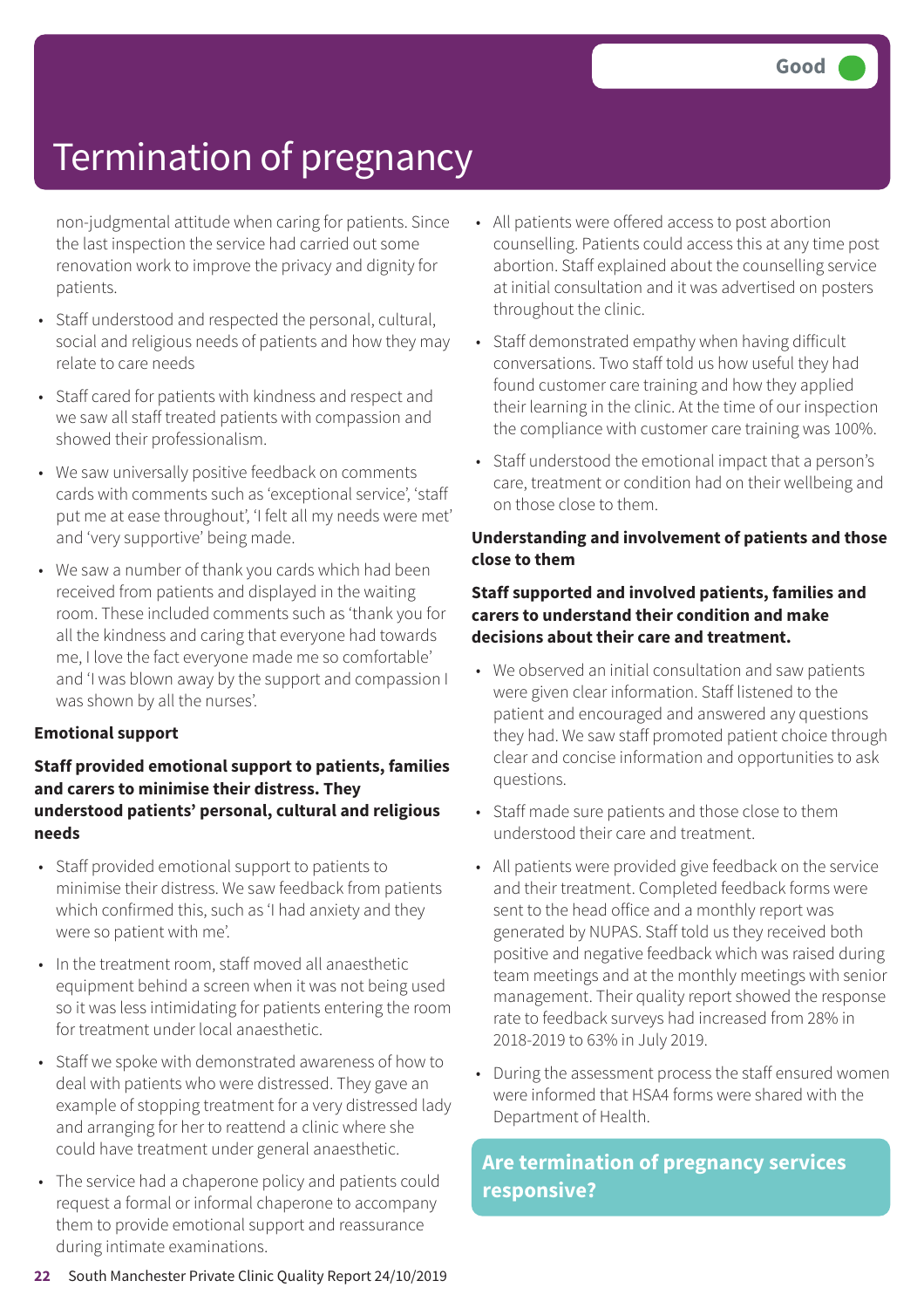Good

# Termination of pregnancy

non-judgmental attitude when caring for patients. Since the last inspection the service had carried out some renovation work to improve the privacy and dignity for patients.

- Staff understood and respected the personal, cultural, social and religious needs of patients and how they may relate to care needs
- Staff cared for patients with kindness and respect and we saw all staff treated patients with compassion and showed their professionalism.
- We saw universally positive feedback on comments cards with comments such as 'exceptional service', 'staff put me at ease throughout', 'I felt all my needs were met' and 'very supportive' being made.
- We saw a number of thank you cards which had been received from patients and displayed in the waiting room. These included comments such as 'thank you for all the kindness and caring that everyone had towards me, I love the fact everyone made me so comfortable' and 'I was blown away by the support and compassion I was shown by all the nurses'.

**Emotional support**

**Staff provided emotional support to patients, families and carers to minimise their distress. They understood patients' personal, cultural and religious needs**

- Staff provided emotional support to patients to minimise their distress. We saw feedback from patients which confirmed this, such as 'I had anxiety and they were so patient with me'.
- In the treatment room, staff moved all anaesthetic equipment behind a screen when it was not being used so it was less intimidating for patients entering the room for treatment under local anaesthetic.
- Staff we spoke with demonstrated awareness of how to deal with patients who were distressed. They gave an example of stopping treatment for a very distressed lady and arranging for her to reattend a clinic where she could have treatment under general anaesthetic.
- The service had a chaperone policy and patients could request a formal or informal chaperone to accompany them to provide emotional support and reassurance during intimate examinations.
- All patients were offered access to post abortion counselling. Patients could access this at any time post abortion. Staff explained about the counselling service at initial consultation and it was advertised on posters throughout the clinic.
- Staff demonstrated empathy when having difficult conversations. Two staff told us how useful they had found customer care training and how they applied their learning in the clinic. At the time of our inspection the compliance with customer care training was 100%.
- Staff understood the emotional impact that a person's care, treatment or condition had on their wellbeing and on those close to them.

**Understanding and involvement of patients and those close to them**

**Staff supported and involved patients, families and carers to understand their condition and make decisions about their care and treatment.**

- We observed an initial consultation and saw patients were given clear information. Staff listened to the patient and encouraged and answered any questions they had. We saw staff promoted patient choice through clear and concise information and opportunities to ask questions.
- Staff made sure patients and those close to them understood their care and treatment.
- All patients were provided give feedback on the service and their treatment. Completed feedback forms were sent to the head office and a monthly report was generated by NUPAS. Staff told us they received both positive and negative feedback which was raised during team meetings and at the monthly meetings with senior management. Their quality report showed the response rate to feedback surveys had increased from 28% in 2018-2019 to 63% in July 2019.
- During the assessment process the staff ensured women were informed that HSA4 forms were shared with the Department of Health.

## Are termination of pregnancy services responsive?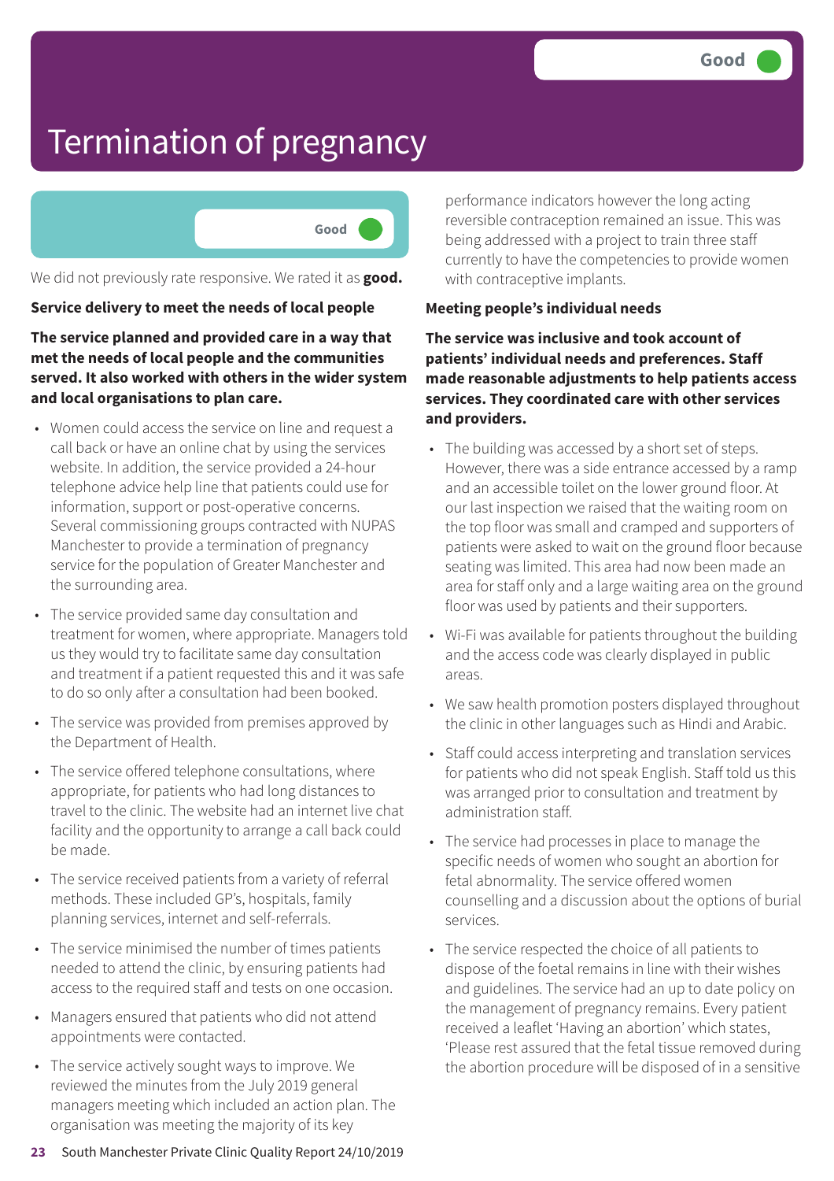Good

# Termination of pregnancy

Good

We did not previously rate responsive. We rated it as **good.**

**Service delivery to meet the needs of local people**

**The service planned and provided care in a way that met the needs of local people and the communities served. It also worked with others in the wider system and local organisations to plan care.**

- Women could access the service on line and request a call back or have an online chat by using the services website. In addition, the service provided a 24-hour telephone advice help line that patients could use for information, support or post-operative concerns. Several commissioning groups contracted with NUPAS Manchester to provide a termination of pregnancy service for the population of Greater Manchester and the surrounding area.
- The service provided same day consultation and treatment for women, where appropriate. Managers told us they would try to facilitate same day consultation and treatment if a patient requested this and it was safe to do so only after a consultation had been booked.
- The service was provided from premises approved by the Department of Health.
- The service offered telephone consultations, where appropriate, for patients who had long distances to travel to the clinic. The website had an internet live chat facility and the opportunity to arrange a call back could be made.
- The service received patients from a variety of referral methods. These included GP's, hospitals, family planning services, internet and self-referrals.
- The service minimised the number of times patients needed to attend the clinic, by ensuring patients had access to the required staff and tests on one occasion.
- Managers ensured that patients who did not attend appointments were contacted.
- The service actively sought ways to improve. We reviewed the minutes from the July 2019 general managers meeting which included an action plan. The organisation was meeting the majority of its key performance indicators however the long acting reversible contraception remained an issue. This was being addressed with a project to train three staff currently to have the competencies to provide women with contraceptive implants.

**Meeting people's individual needs**

**The service was inclusive and took account of patients' individual needs and preferences. Staff made reasonable adjustments to help patients access services. They coordinated care with other services and providers.**

- The building was accessed by a short set of steps. However, there was a side entrance accessed by a ramp and an accessible toilet on the lower ground floor. At our last inspection we raised that the waiting room on the top floor was small and cramped and supporters of patients were asked to wait on the ground floor because seating was limited. This area had now been made an area for staff only and a large waiting area on the ground floor was used by patients and their supporters.
- Wi-Fi was available for patients throughout the building and the access code was clearly displayed in public areas.
- We saw health promotion posters displayed throughout the clinic in other languages such as Hindi and Arabic.
- Staff could access interpreting and translation services for patients who did not speak English. Staff told us this was arranged prior to consultation and treatment by administration staff.
- The service had processes in place to manage the specific needs of women who sought an abortion for fetal abnormality. The service offered women counselling and a discussion about the options of burial services.
- The service respected the choice of all patients to dispose of the foetal remains in line with their wishes and guidelines. The service had an up to date policy on the management of pregnancy remains. Every patient received a leaflet 'Having an abortion' which states, 'Please rest assured that the fetal tissue removed during the abortion procedure will be disposed of in a sensitive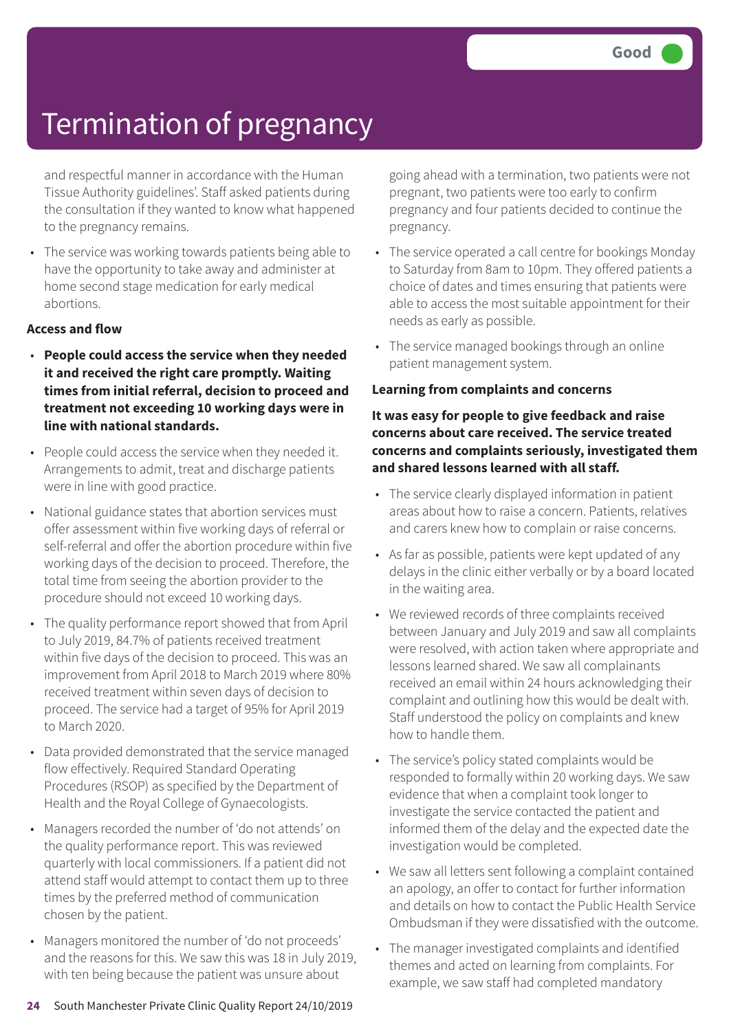# Termination of pregnancy

Good

and respectful manner in accordance with the Human Tissue Authority guidelines'. Staff asked patients during the consultation if they wanted to know what happened to the pregnancy remains.

- The service was working towards patients being able to have the opportunity to take away and administer at home second stage medication for early medical abortions.

**Access and flow**

- **People could access the service when they needed it and received the right care promptly. Waiting times from initial referral, decision to proceed and treatment not exceeding 10 working days were in line with national standards.**
- People could access the service when they needed it. Arrangements to admit, treat and discharge patients were in line with good practice.
- National guidance states that abortion services must offer assessment within five working days of referral or self-referral and offer the abortion procedure within five working days of the decision to proceed. Therefore, the total time from seeing the abortion provider to the procedure should not exceed 10 working days.
- The quality performance report showed that from April to July 2019, 84.7% of patients received treatment within five days of the decision to proceed. This was an improvement from April 2018 to March 2019 where 80% received treatment within seven days of decision to proceed. The service had a target of 95% for April 2019 to March 2020.
- Data provided demonstrated that the service managed flow effectively. Required Standard Operating Procedures (RSOP) as specified by the Department of Health and the Royal College of Gynaecologists.
- Managers recorded the number of 'do not attends' on the quality performance report. This was reviewed quarterly with local commissioners. If a patient did not attend staff would attempt to contact them up to three times by the preferred method of communication chosen by the patient.
- Managers monitored the number of 'do not proceeds' and the reasons for this. We saw this was 18 in July 2019, with ten being because the patient was unsure about going ahead with a termination, two patients were not pregnant, two patients were too early to confirm pregnancy and four patients decided to continue the pregnancy.
- The service operated a call centre for bookings Monday to Saturday from 8am to 10pm. They offered patients a choice of dates and times ensuring that patients were able to access the most suitable appointment for their needs as early as possible.
- The service managed bookings through an online patient management system.

**Learning from complaints and concerns**

**It was easy for people to give feedback and raise concerns about care received. The service treated concerns and complaints seriously, investigated them and shared lessons learned with all staff.**

- The service clearly displayed information in patient areas about how to raise a concern. Patients, relatives and carers knew how to complain or raise concerns.
- As far as possible, patients were kept updated of any delays in the clinic either verbally or by a board located in the waiting area.
- We reviewed records of three complaints received between January and July 2019 and saw all complaints were resolved, with action taken where appropriate and lessons learned shared. We saw all complainants received an email within 24 hours acknowledging their complaint and outlining how this would be dealt with. Staff understood the policy on complaints and knew how to handle them.
- The service's policy stated complaints would be responded to formally within 20 working days. We saw evidence that when a complaint took longer to investigate the service contacted the patient and informed them of the delay and the expected date the investigation would be completed.
- We saw all letters sent following a complaint contained an apology, an offer to contact for further information and details on how to contact the Public Health Service Ombudsman if they were dissatisfied with the outcome.
- The manager investigated complaints and identified themes and acted on learning from complaints. For example, we saw staff had completed mandatory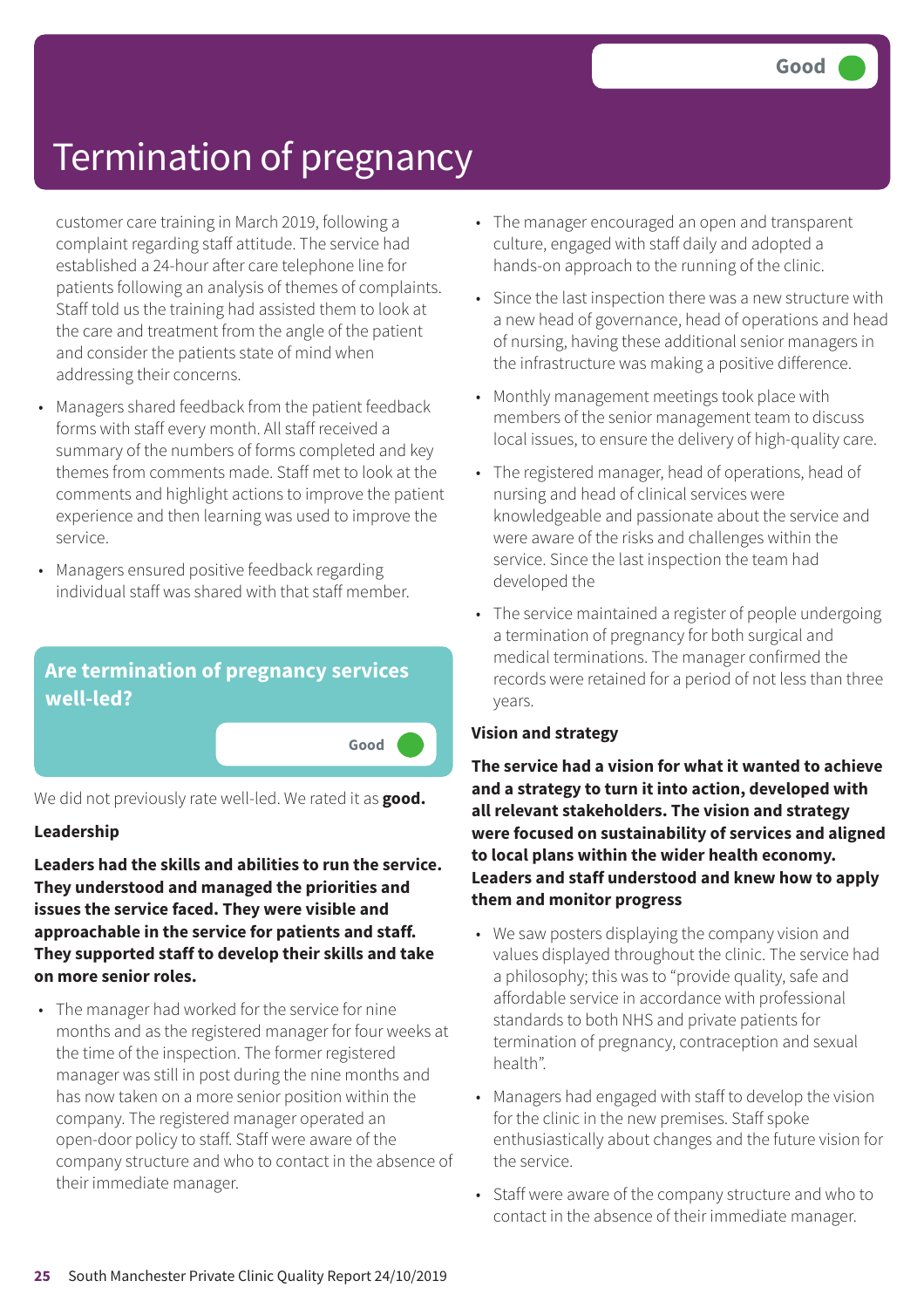Good

# Termination of pregnancy

customer care training in March 2019, following a complaint regarding staff attitude. The service had established a 24-hour after care telephone line for patients following an analysis of themes of complaints. Staff told us the training had assisted them to look at the care and treatment from the angle of the patient and consider the patients state of mind when addressing their concerns.

- Managers shared feedback from the patient feedback forms with staff every month. All staff received a summary of the numbers of forms completed and key themes from comments made. Staff met to look at the comments and highlight actions to improve the patient experience and then learning was used to improve the service.
- Managers ensured positive feedback regarding individual staff was shared with that staff member.

## Are termination of pregnancy services well-led?

Good

We did not previously rate well-led. We rated it as **good.**

### Leadership

**Leaders had the skills and abilities to run the service. They understood and managed the priorities and issues the service faced. They were visible and approachable in the service for patients and staff. They supported staff to develop their skills and take on more senior roles.**

- The manager had worked for the service for nine months and as the registered manager for four weeks at the time of the inspection. The former registered manager was still in post during the nine months and has now taken on a more senior position within the company. The registered manager operated an open-door policy to staff. Staff were aware of the company structure and who to contact in the absence of their immediate manager.
- The manager encouraged an open and transparent culture, engaged with staff daily and adopted a hands-on approach to the running of the clinic.
- Since the last inspection there was a new structure with a new head of governance, head of operations and head of nursing, having these additional senior managers in the infrastructure was making a positive difference.
- Monthly management meetings took place with members of the senior management team to discuss local issues, to ensure the delivery of high-quality care.
- The registered manager, head of operations, head of nursing and head of clinical services were knowledgeable and passionate about the service and were aware of the risks and challenges within the service. Since the last inspection the team had developed the
- The service maintained a register of people undergoing a termination of pregnancy for both surgical and medical terminations. The manager confirmed the records were retained for a period of not less than three years.

### Vision and strategy

**The service had a vision for what it wanted to achieve and a strategy to turn it into action, developed with all relevant stakeholders. The vision and strategy were focused on sustainability of services and aligned to local plans within the wider health economy. Leaders and staff understood and knew how to apply them and monitor progress**

- We saw posters displaying the company vision and values displayed throughout the clinic. The service had a philosophy; this was to "provide quality, safe and affordable service in accordance with professional standards to both NHS and private patients for termination of pregnancy, contraception and sexual health".
- Managers had engaged with staff to develop the vision for the clinic in the new premises. Staff spoke enthusiastically about changes and the future vision for the service.
- Staff were aware of the company structure and who to contact in the absence of their immediate manager.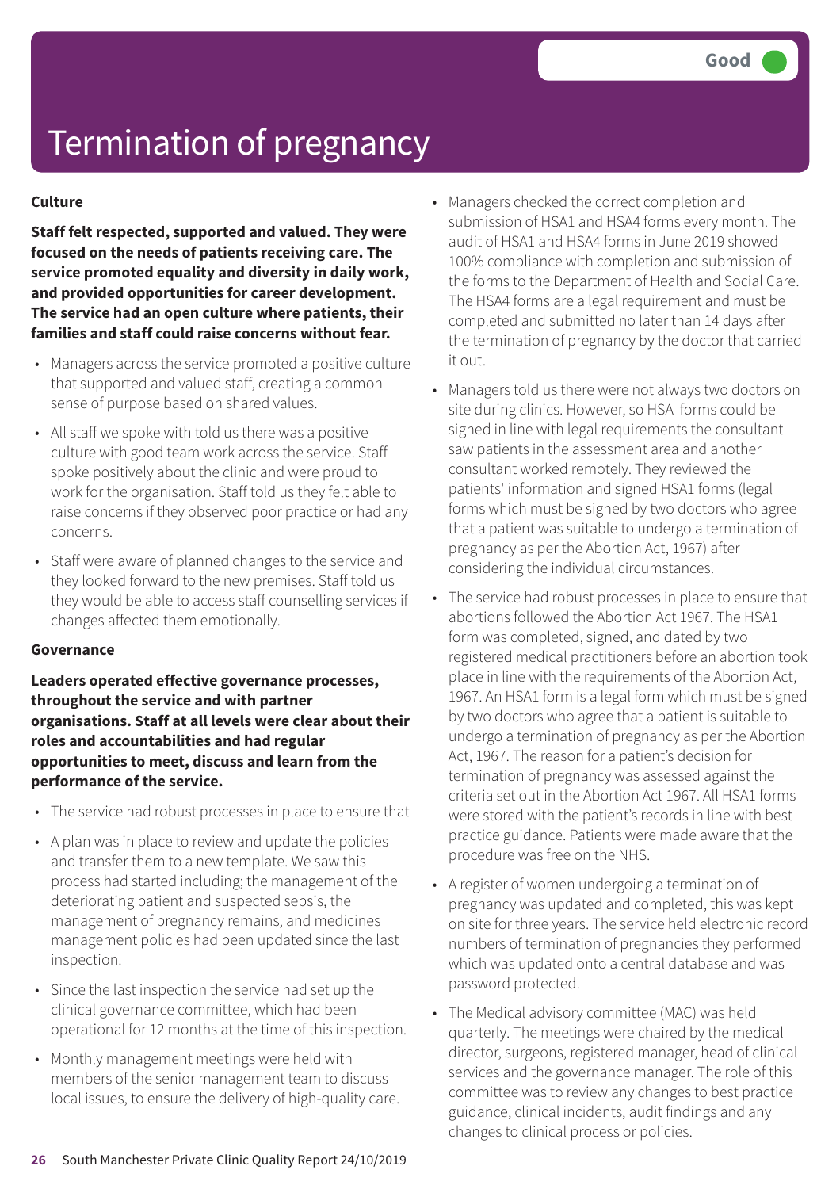Good

# Termination of pregnancy

### Culture

**Staff felt respected, supported and valued. They were focused on the needs of patients receiving care. The service promoted equality and diversity in daily work, and provided opportunities for career development. The service had an open culture where patients, their families and staff could raise concerns without fear.**

- Managers across the service promoted a positive culture that supported and valued staff, creating a common sense of purpose based on shared values.
- All staff we spoke with told us there was a positive culture with good team work across the service. Staff spoke positively about the clinic and were proud to work for the organisation. Staff told us they felt able to raise concerns if they observed poor practice or had any concerns.
- Staff were aware of planned changes to the service and they looked forward to the new premises. Staff told us they would be able to access staff counselling services if changes affected them emotionally.

### Governance

**Leaders operated effective governance processes, throughout the service and with partner organisations. Staff at all levels were clear about their roles and accountabilities and had regular opportunities to meet, discuss and learn from the performance of the service.**

- The service had robust processes in place to ensure that
- A plan was in place to review and update the policies and transfer them to a new template. We saw this process had started including; the management of the deteriorating patient and suspected sepsis, the management of pregnancy remains, and medicines management policies had been updated since the last inspection.
- Since the last inspection the service had set up the clinical governance committee, which had been operational for 12 months at the time of this inspection.
- Monthly management meetings were held with members of the senior management team to discuss local issues, to ensure the delivery of high-quality care.
- Managers checked the correct completion and submission of HSA1 and HSA4 forms every month. The audit of HSA1 and HSA4 forms in June 2019 showed 100% compliance with completion and submission of the forms to the Department of Health and Social Care. The HSA4 forms are a legal requirement and must be completed and submitted no later than 14 days after the termination of pregnancy by the doctor that carried it out.
- Managers told us there were not always two doctors on site during clinics. However, so HSA forms could be signed in line with legal requirements the consultant saw patients in the assessment area and another consultant worked remotely. They reviewed the patients' information and signed HSA1 forms (legal forms which must be signed by two doctors who agree that a patient was suitable to undergo a termination of pregnancy as per the Abortion Act, 1967) after considering the individual circumstances.
- The service had robust processes in place to ensure that abortions followed the Abortion Act 1967. The HSA1 form was completed, signed, and dated by two registered medical practitioners before an abortion took place in line with the requirements of the Abortion Act, 1967. An HSA1 form is a legal form which must be signed by two doctors who agree that a patient is suitable to undergo a termination of pregnancy as per the Abortion Act, 1967. The reason for a patient's decision for termination of pregnancy was assessed against the criteria set out in the Abortion Act 1967. All HSA1 forms were stored with the patient's records in line with best practice guidance. Patients were made aware that the procedure was free on the NHS.
- A register of women undergoing a termination of pregnancy was updated and completed, this was kept on site for three years. The service held electronic record numbers of termination of pregnancies they performed which was updated onto a central database and was password protected.
- The Medical advisory committee (MAC) was held quarterly. The meetings were chaired by the medical director, surgeons, registered manager, head of clinical services and the governance manager. The role of this committee was to review any changes to best practice guidance, clinical incidents, audit findings and any changes to clinical process or policies.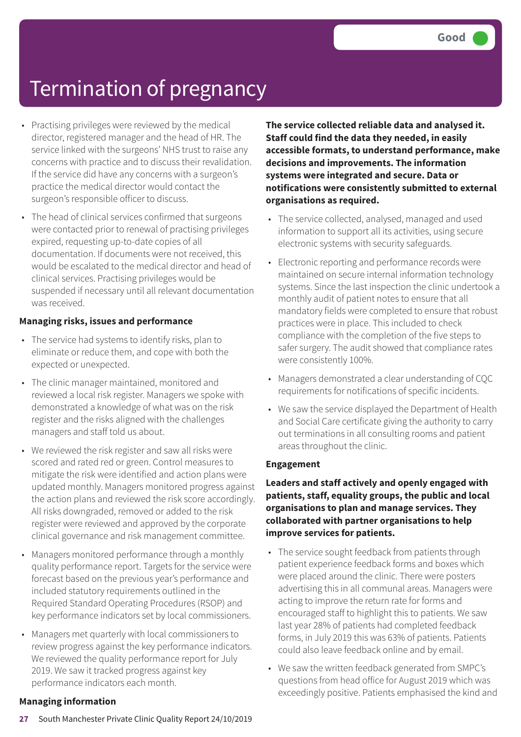# Termination of pregnancy

Good

- Practising privileges were reviewed by the medical director, registered manager and the head of HR. The service linked with the surgeons' NHS trust to raise any concerns with practice and to discuss their revalidation. If the service did have any concerns with a surgeon's practice the medical director would contact the surgeon's responsible officer to discuss.
- The head of clinical services confirmed that surgeons were contacted prior to renewal of practising privileges expired, requesting up-to-date copies of all documentation. If documents were not received, this would be escalated to the medical director and head of clinical services. Practising privileges would be suspended if necessary until all relevant documentation was received.

**Managing risks, issues and performance**

- The service had systems to identify risks, plan to eliminate or reduce them, and cope with both the expected or unexpected.
- The clinic manager maintained, monitored and reviewed a local risk register. Managers we spoke with demonstrated a knowledge of what was on the risk register and the risks aligned with the challenges managers and staff told us about.
- We reviewed the risk register and saw all risks were scored and rated red or green. Control measures to mitigate the risk were identified and action plans were updated monthly. Managers monitored progress against the action plans and reviewed the risk score accordingly. All risks downgraded, removed or added to the risk register were reviewed and approved by the corporate clinical governance and risk management committee.
- Managers monitored performance through a monthly quality performance report. Targets for the service were forecast based on the previous year's performance and included statutory requirements outlined in the Required Standard Operating Procedures (RSOP) and key performance indicators set by local commissioners.
- Managers met quarterly with local commissioners to review progress against the key performance indicators. We reviewed the quality performance report for July 2019. We saw it tracked progress against key performance indicators each month.

**Managing information**

**The service collected reliable data and analysed it. Staff could find the data they needed, in easily accessible formats, to understand performance, make decisions and improvements. The information systems were integrated and secure. Data or notifications were consistently submitted to external organisations as required.**

- The service collected, analysed, managed and used information to support all its activities, using secure electronic systems with security safeguards.
- Electronic reporting and performance records were maintained on secure internal information technology systems. Since the last inspection the clinic undertook a monthly audit of patient notes to ensure that all mandatory fields were completed to ensure that robust practices were in place. This included to check compliance with the completion of the five steps to safer surgery. The audit showed that compliance rates were consistently 100%.
- Managers demonstrated a clear understanding of CQC requirements for notifications of specific incidents.
- We saw the service displayed the Department of Health and Social Care certificate giving the authority to carry out terminations in all consulting rooms and patient areas throughout the clinic.

**Engagement**

**Leaders and staff actively and openly engaged with patients, staff, equality groups, the public and local organisations to plan and manage services. They collaborated with partner organisations to help improve services for patients.**

- The service sought feedback from patients through patient experience feedback forms and boxes which were placed around the clinic. There were posters advertising this in all communal areas. Managers were acting to improve the return rate for forms and encouraged staff to highlight this to patients. We saw last year 28% of patients had completed feedback forms, in July 2019 this was 63% of patients. Patients could also leave feedback online and by email.
- We saw the written feedback generated from SMPC's questions from head office for August 2019 which was exceedingly positive. Patients emphasised the kind and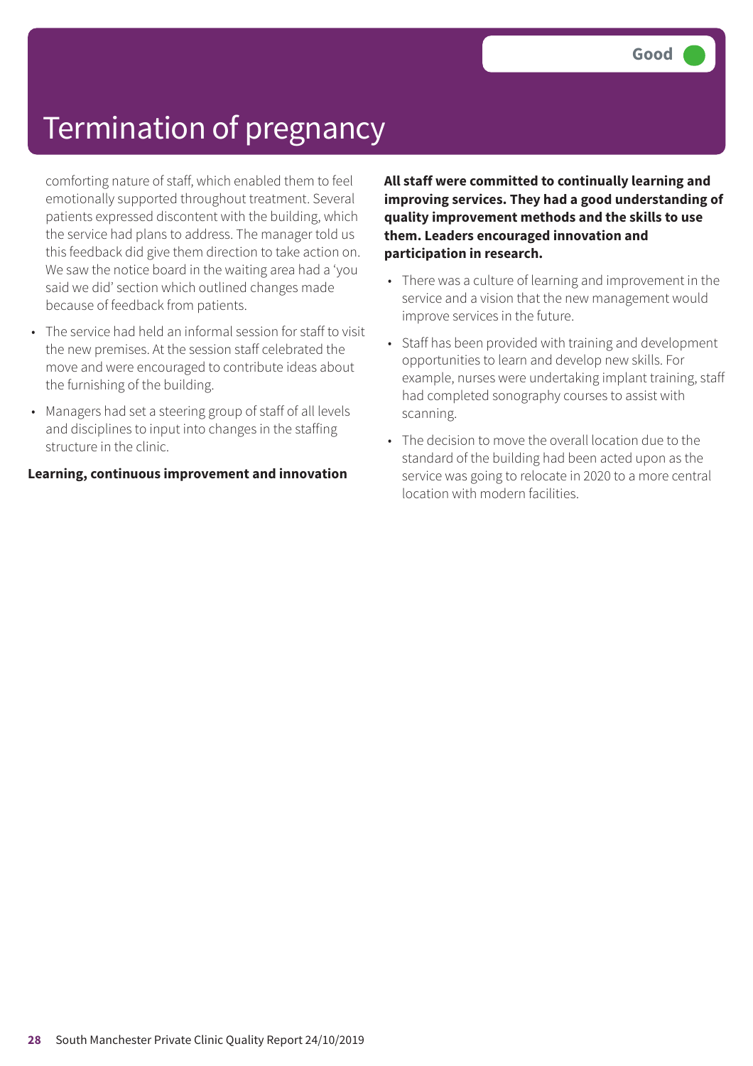# Termination of pregnancy

Good

comforting nature of staff, which enabled them to feel emotionally supported throughout treatment. Several patients expressed discontent with the building, which the service had plans to address. The manager told us this feedback did give them direction to take action on. We saw the notice board in the waiting area had a 'you said we did' section which outlined changes made because of feedback from patients.

- The service had held an informal session for staff to visit the new premises. At the session staff celebrated the move and were encouraged to contribute ideas about the furnishing of the building.
- Managers had set a steering group of staff of all levels and disciplines to input into changes in the staffing structure in the clinic.

**Learning, continuous improvement and innovation**

**All staff were committed to continually learning and improving services. They had a good understanding of quality improvement methods and the skills to use them. Leaders encouraged innovation and participation in research.**

- There was a culture of learning and improvement in the service and a vision that the new management would improve services in the future.
- Staff has been provided with training and development opportunities to learn and develop new skills. For example, nurses were undertaking implant training, staff had completed sonography courses to assist with scanning.
- The decision to move the overall location due to the standard of the building had been acted upon as the service was going to relocate in 2020 to a more central location with modern facilities.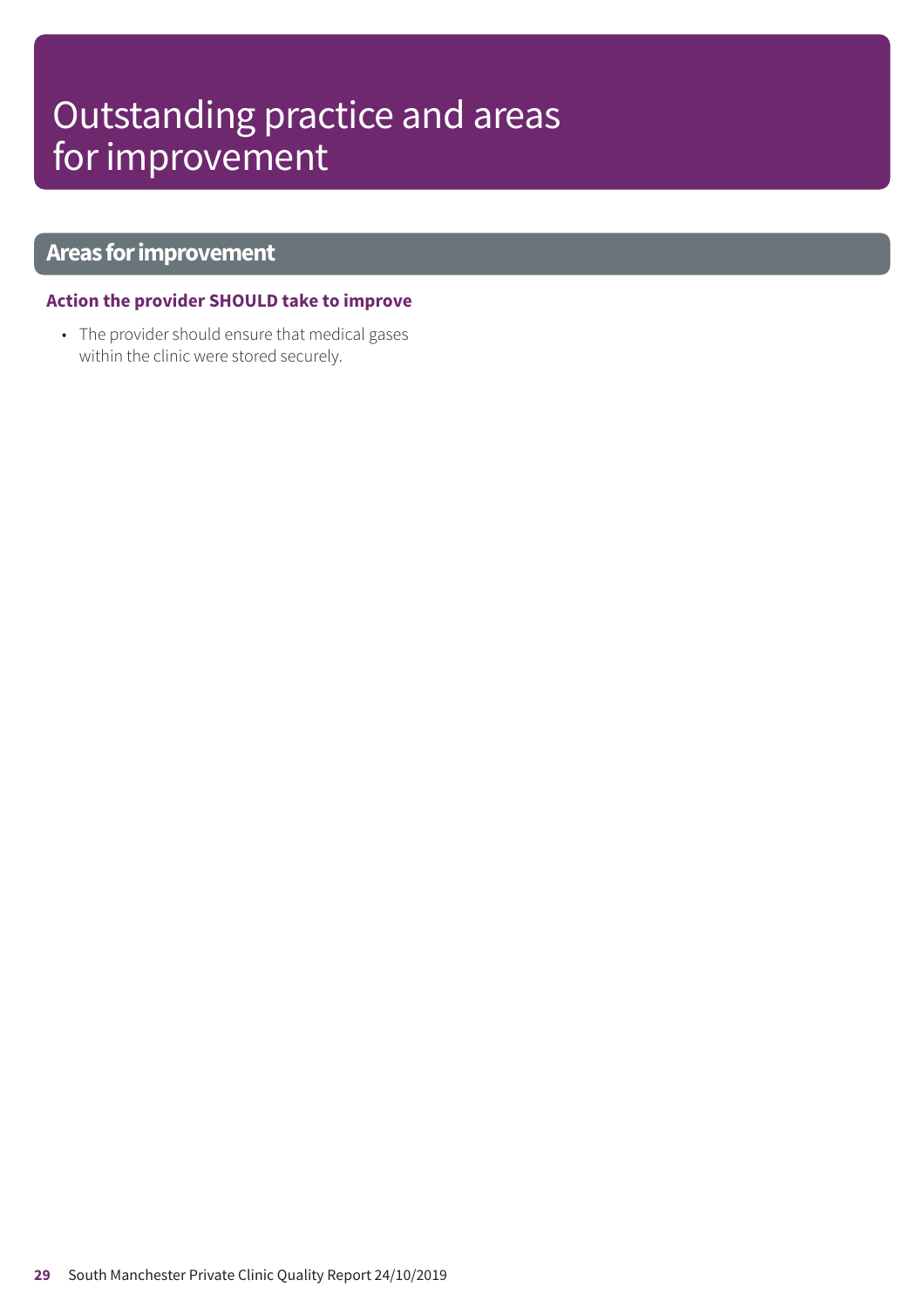# Outstanding practice and areas for improvement

## Areas for improvement

### Action the provider SHOULD take to improve

- The provider should ensure that medical gases within the clinic were stored securely.